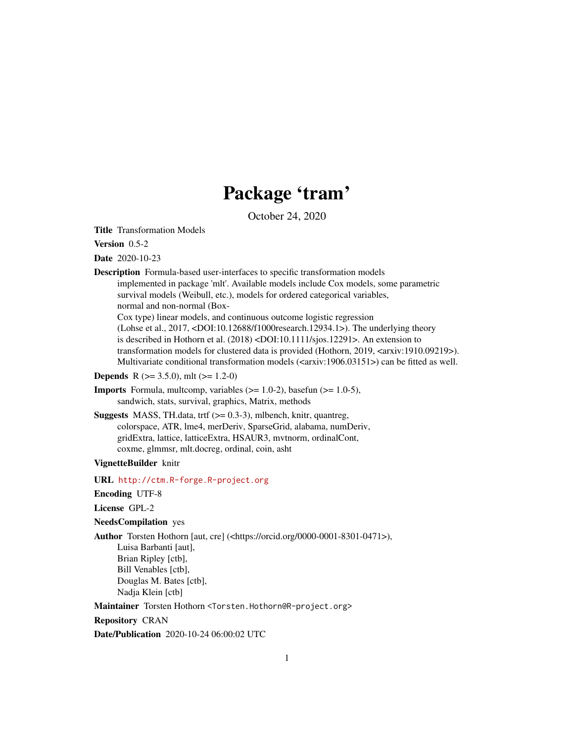# Package 'tram'

October 24, 2020

**Title** Transformation Models

**Version** 0.5-2

**Date** 2020-10-23

**Description** Formula-based user-interfaces to specific transformation models implemented in package 'mlt'. Available models include Cox models, some parametric survival models (Weibull, etc.), models for ordered categorical variables, normal and non-normal (Box-Cox type) linear models, and continuous outcome logistic regression (Lohse et al., 2017, <DOI:10.12688/f1000research.12934.1>). The underlying theory is described in Hothorn et al. (2018) <DOI:10.1111/sjos.12291>. An extension to transformation models for clustered data is provided (Hothorn, 2019, <arxiv:1910.09219>). Multivariate conditional transformation models (<arxiv:1906.03151>) can be fitted as well.

**Depends** R (>= 3.5.0), mlt (>= 1.2-0)

**Imports** Formula, multcomp, variables (>= 1.0-2), basefun (>= 1.0-5), sandwich, stats, survival, graphics, Matrix, methods

**Suggests** MASS, TH.data, trtf (>= 0.3-3), mlbench, knitr, quantreg, colorspace, ATR, lme4, merDeriv, SparseGrid, alabama, numDeriv, gridExtra, lattice, latticeExtra, HSAUR3, mvtnorm, ordinalCont, coxme, glmmsr, mlt.docreg, ordinal, coin, asht

**VignetteBuilder** knitr

**URL** http://ctm.R-forge.R-project.org

**Encoding** UTF-8

**License** GPL-2

**NeedsCompilation** yes

**Author** Torsten Hothorn [aut, cre] (<https://orcid.org/0000-0001-8301-0471>), Luisa Barbanti [aut], Brian Ripley [ctb], Bill Venables [ctb], Douglas M. Bates [ctb], Nadja Klein [ctb]

**Maintainer** Torsten Hothorn <Torsten.Hothorn@R-project.org>

**Repository** CRAN

**Date/Publication** 2020-10-24 06:00:02 UTC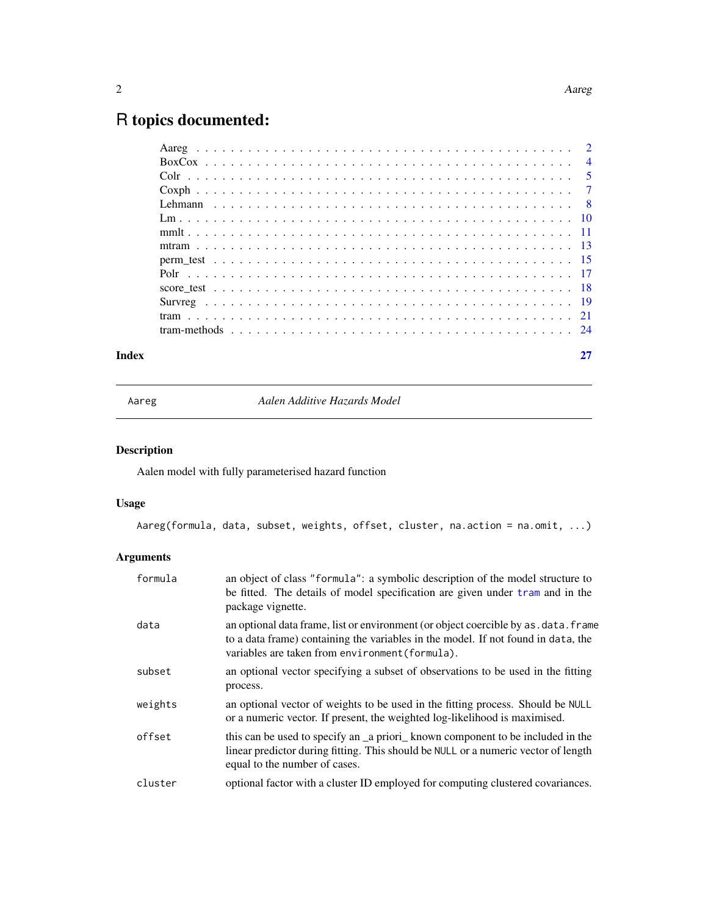# R topics documented:

| | |
|---|---|
| Aareg | 2 |
| BoxCox | 4 |
| Colr | 5 |
| Coxph | 7 |
| Lehmann | 8 |
| Lm | 10 |
| mmlt | 11 |
| mtram | 13 |
| perm_test | 15 |
| Polr | 17 |
| score_test | 18 |
| Survreg | 19 |
| tram | 21 |
| tram-methods | 24 |

**Index** 27

---

## Aareg — *Aalen Additive Hazards Model*

### Description

Aalen model with fully parameterised hazard function

### Usage

```
Aareg(formula, data, subset, weights, offset, cluster, na.action = na.omit, ...)
```

### Arguments

| | |
|---|---|
| `formula` | an object of class `"formula"`: a symbolic description of the model structure to be fitted. The details of model specification are given under `tram` and in the package vignette. |
| `data` | an optional data frame, list or environment (or object coercible by `as.data.frame` to a data frame) containing the variables in the model. If not found in `data`, the variables are taken from `environment(formula)`. |
| `subset` | an optional vector specifying a subset of observations to be used in the fitting process. |
| `weights` | an optional vector of weights to be used in the fitting process. Should be `NULL` or a numeric vector. If present, the weighted log-likelihood is maximised. |
| `offset` | this can be used to specify an _a priori_ known component to be included in the linear predictor during fitting. This should be `NULL` or a numeric vector of length equal to the number of cases. |
| `cluster` | optional factor with a cluster ID employed for computing clustered covariances. |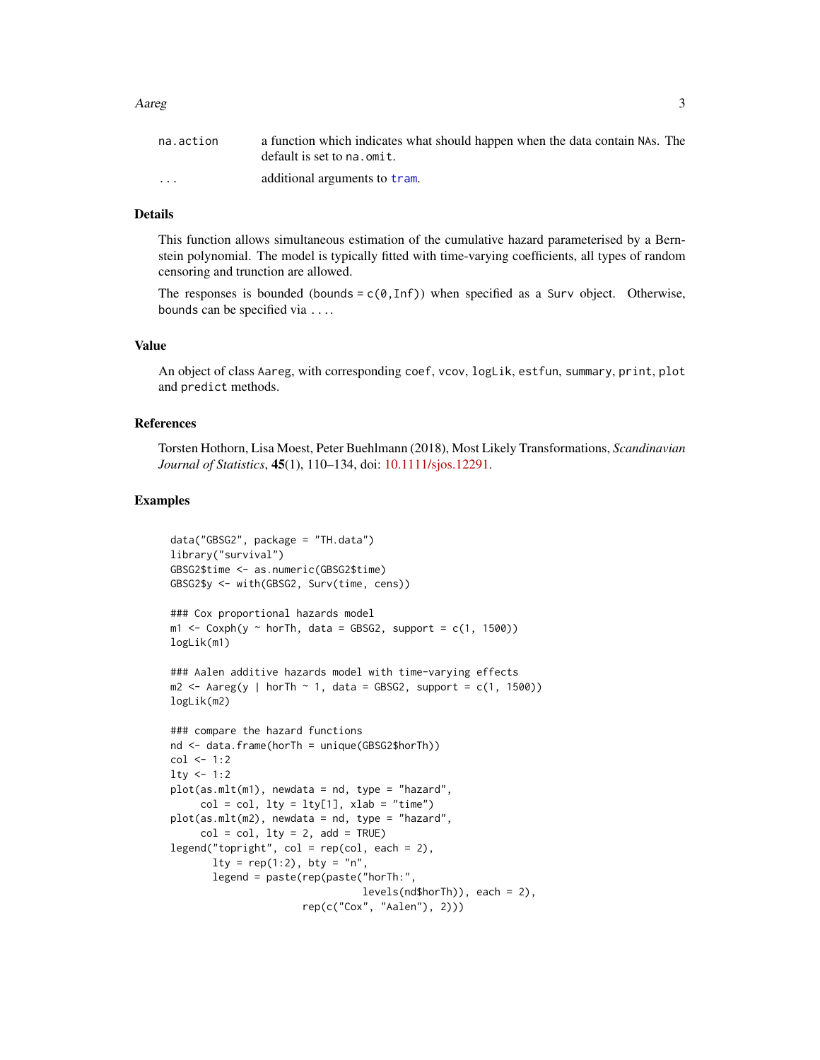| | |
|---|---|
| na.action | a function which indicates what should happen when the data contain NAs. The default is set to na.omit. |
| ... | additional arguments to tram. |

## Details

This function allows simultaneous estimation of the cumulative hazard parameterised by a Bernstein polynomial. The model is typically fitted with time-varying coefficients, all types of random censoring and trunction are allowed.

The responses is bounded (bounds = c(0,Inf)) when specified as a Surv object. Otherwise, bounds can be specified via ....

## Value

An object of class Aareg, with corresponding coef, vcov, logLik, estfun, summary, print, plot and predict methods.

## References

Torsten Hothorn, Lisa Moest, Peter Buehlmann (2018), Most Likely Transformations, *Scandinavian Journal of Statistics*, **45**(1), 110–134, doi: 10.1111/sjos.12291.

## Examples

```
data("GBSG2", package = "TH.data")
library("survival")
GBSG2$time <- as.numeric(GBSG2$time)
GBSG2$y <- with(GBSG2, Surv(time, cens))

### Cox proportional hazards model
m1 <- Coxph(y ~ horTh, data = GBSG2, support = c(1, 1500))
logLik(m1)

### Aalen additive hazards model with time-varying effects
m2 <- Aareg(y | horTh ~ 1, data = GBSG2, support = c(1, 1500))
logLik(m2)

### compare the hazard functions
nd <- data.frame(horTh = unique(GBSG2$horTh))
col <- 1:2
lty <- 1:2
plot(as.mlt(m1), newdata = nd, type = "hazard",
     col = col, lty = lty[1], xlab = "time")
plot(as.mlt(m2), newdata = nd, type = "hazard",
     col = col, lty = 2, add = TRUE)
legend("topright", col = rep(col, each = 2),
       lty = rep(1:2), bty = "n",
       legend = paste(rep(paste("horTh:",
                                levels(nd$horTh)), each = 2),
                      rep(c("Cox", "Aalen"), 2)))
```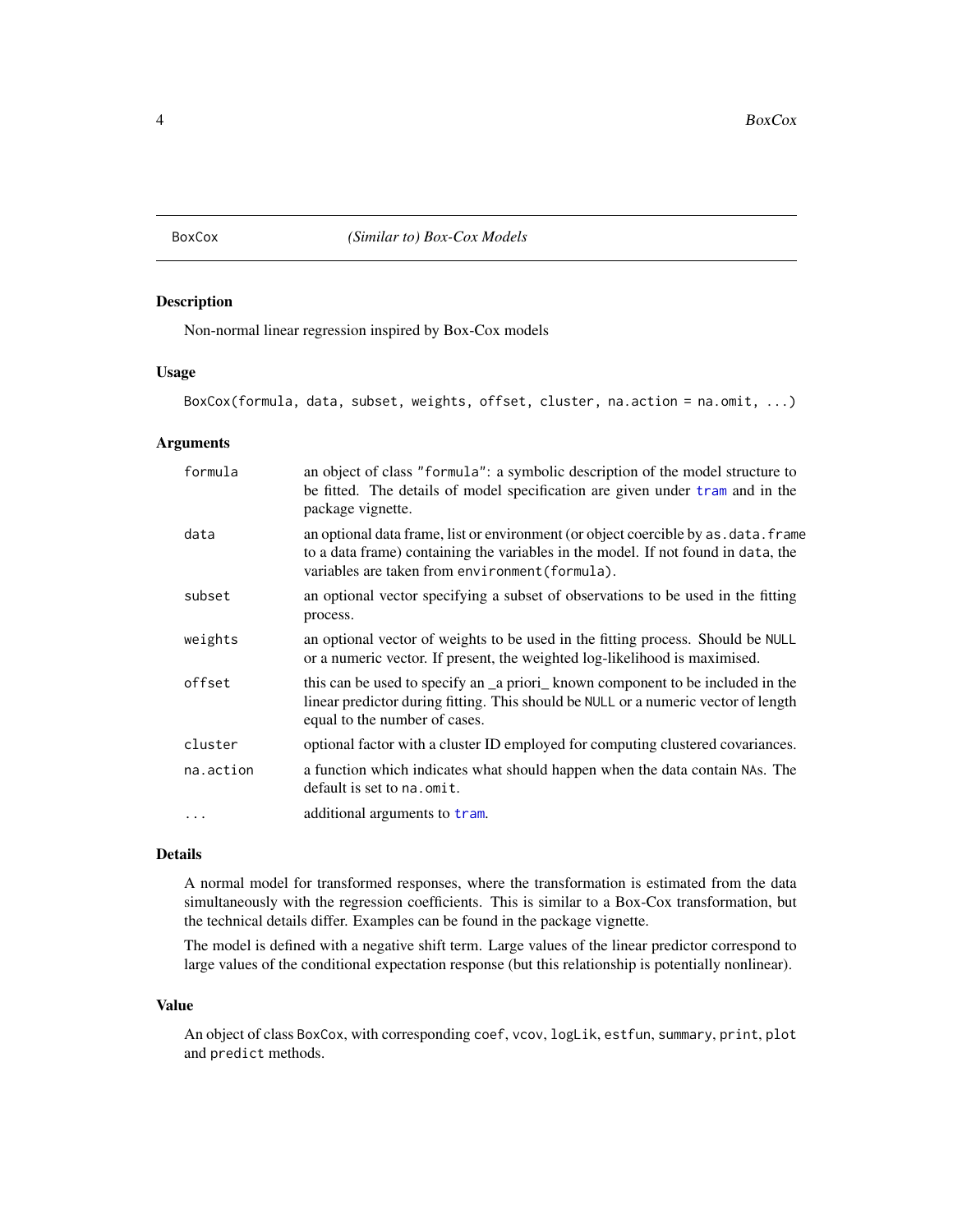BoxCox *(Similar to) Box-Cox Models*

## Description

Non-normal linear regression inspired by Box-Cox models

## Usage

```
BoxCox(formula, data, subset, weights, offset, cluster, na.action = na.omit, ...)
```

## Arguments

| | |
|---|---|
| `formula` | an object of class `"formula"`: a symbolic description of the model structure to be fitted. The details of model specification are given under `tram` and in the package vignette. |
| `data` | an optional data frame, list or environment (or object coercible by `as.data.frame` to a data frame) containing the variables in the model. If not found in `data`, the variables are taken from `environment(formula)`. |
| `subset` | an optional vector specifying a subset of observations to be used in the fitting process. |
| `weights` | an optional vector of weights to be used in the fitting process. Should be `NULL` or a numeric vector. If present, the weighted log-likelihood is maximised. |
| `offset` | this can be used to specify an _a priori_ known component to be included in the linear predictor during fitting. This should be `NULL` or a numeric vector of length equal to the number of cases. |
| `cluster` | optional factor with a cluster ID employed for computing clustered covariances. |
| `na.action` | a function which indicates what should happen when the data contain `NA`s. The default is set to `na.omit`. |
| `...` | additional arguments to `tram`. |

## Details

A normal model for transformed responses, where the transformation is estimated from the data simultaneously with the regression coefficients. This is similar to a Box-Cox transformation, but the technical details differ. Examples can be found in the package vignette.

The model is defined with a negative shift term. Large values of the linear predictor correspond to large values of the conditional expectation response (but this relationship is potentially nonlinear).

## Value

An object of class `BoxCox`, with corresponding `coef`, `vcov`, `logLik`, `estfun`, `summary`, `print`, `plot` and `predict` methods.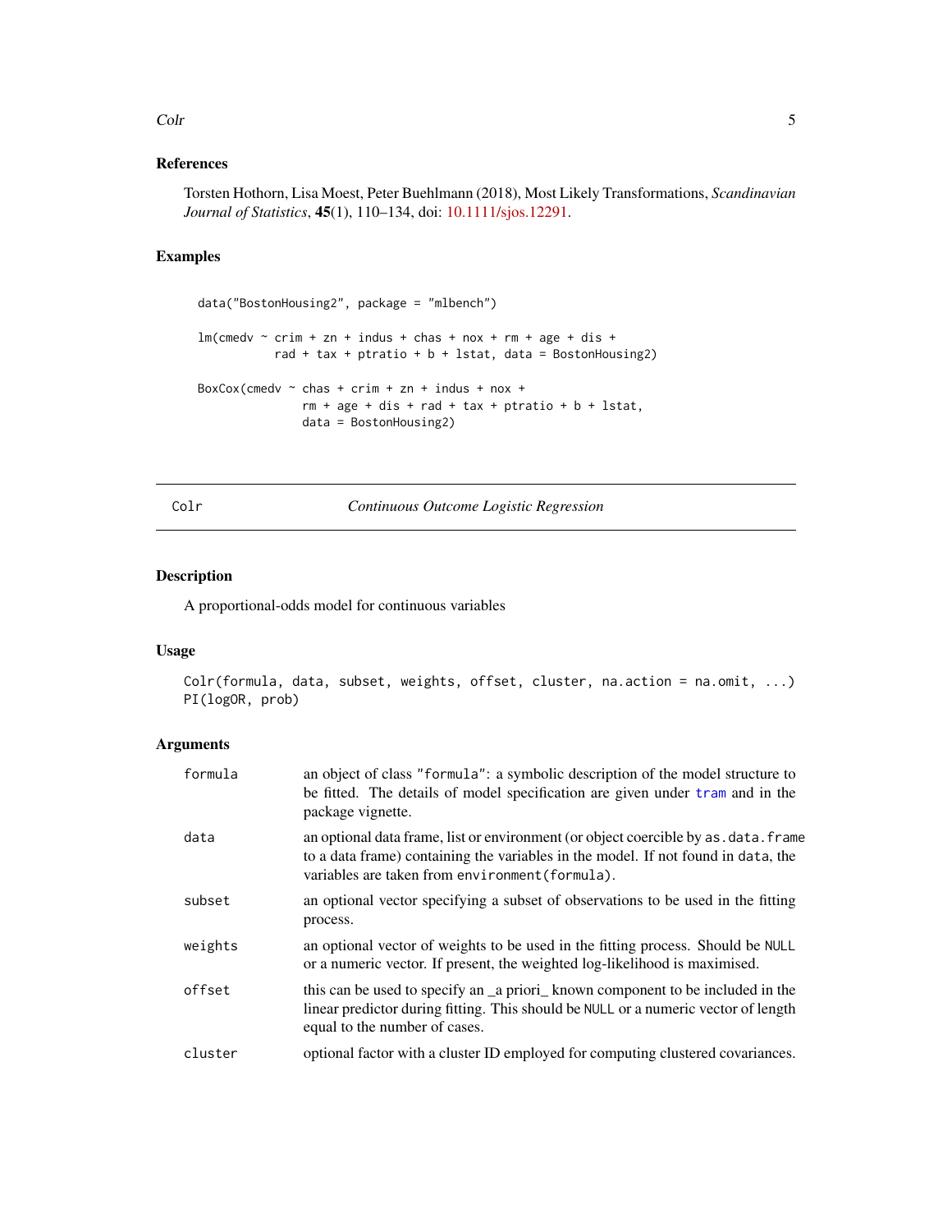## References

Torsten Hothorn, Lisa Moest, Peter Buehlmann (2018), Most Likely Transformations, *Scandinavian Journal of Statistics*, **45**(1), 110–134, doi: 10.1111/sjos.12291.

## Examples

```
data("BostonHousing2", package = "mlbench")

lm(cmedv ~ crim + zn + indus + chas + nox + rm + age + dis +
           rad + tax + ptratio + b + lstat, data = BostonHousing2)

BoxCox(cmedv ~ chas + crim + zn + indus + nox +
               rm + age + dis + rad + tax + ptratio + b + lstat,
               data = BostonHousing2)
```

---

# Colr — *Continuous Outcome Logistic Regression*

## Description

A proportional-odds model for continuous variables

## Usage

```
Colr(formula, data, subset, weights, offset, cluster, na.action = na.omit, ...)
PI(logOR, prob)
```

## Arguments

| | |
|---|---|
| `formula` | an object of class `"formula"`: a symbolic description of the model structure to be fitted. The details of model specification are given under `tram` and in the package vignette. |
| `data` | an optional data frame, list or environment (or object coercible by `as.data.frame` to a data frame) containing the variables in the model. If not found in `data`, the variables are taken from `environment(formula)`. |
| `subset` | an optional vector specifying a subset of observations to be used in the fitting process. |
| `weights` | an optional vector of weights to be used in the fitting process. Should be `NULL` or a numeric vector. If present, the weighted log-likelihood is maximised. |
| `offset` | this can be used to specify an _a priori_ known component to be included in the linear predictor during fitting. This should be `NULL` or a numeric vector of length equal to the number of cases. |
| `cluster` | optional factor with a cluster ID employed for computing clustered covariances. |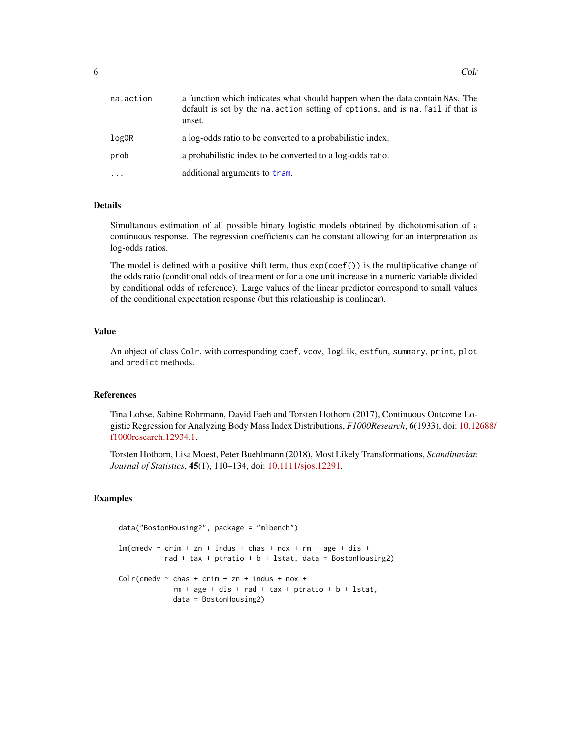| | |
|---|---|
| `na.action` | a function which indicates what should happen when the data contain `NA`s. The default is set by the `na.action` setting of `options`, and is `na.fail` if that is unset. |
| `logOR` | a log-odds ratio to be converted to a probabilistic index. |
| `prob` | a probabilistic index to be converted to a log-odds ratio. |
| `...` | additional arguments to `tram`. |

## Details

Simultanous estimation of all possible binary logistic models obtained by dichotomisation of a continuous response. The regression coefficients can be constant allowing for an interpretation as log-odds ratios.

The model is defined with a positive shift term, thus `exp(coef())` is the multiplicative change of the odds ratio (conditional odds of treatment or for a one unit increase in a numeric variable divided by conditional odds of reference). Large values of the linear predictor correspond to small values of the conditional expectation response (but this relationship is nonlinear).

## Value

An object of class `Colr`, with corresponding `coef`, `vcov`, `logLik`, `estfun`, `summary`, `print`, `plot` and `predict` methods.

## References

Tina Lohse, Sabine Rohrmann, David Faeh and Torsten Hothorn (2017), Continuous Outcome Logistic Regression for Analyzing Body Mass Index Distributions, *F1000Research*, **6**(1933), doi: 10.12688/f1000research.12934.1.

Torsten Hothorn, Lisa Moest, Peter Buehlmann (2018), Most Likely Transformations, *Scandinavian Journal of Statistics*, **45**(1), 110–134, doi: 10.1111/sjos.12291.

## Examples

```
data("BostonHousing2", package = "mlbench")

lm(cmedv ~ crim + zn + indus + chas + nox + rm + age + dis +
           rad + tax + ptratio + b + lstat, data = BostonHousing2)

Colr(cmedv ~ chas + crim + zn + indus + nox +
             rm + age + dis + rad + tax + ptratio + b + lstat,
             data = BostonHousing2)
```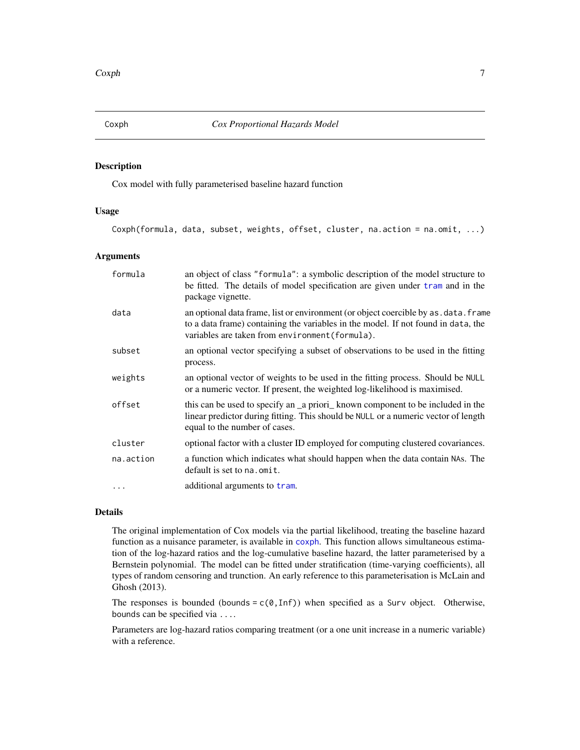# Coxph — *Cox Proportional Hazards Model*

## Description

Cox model with fully parameterised baseline hazard function

## Usage

```
Coxph(formula, data, subset, weights, offset, cluster, na.action = na.omit, ...)
```

## Arguments

| Argument | Description |
|---|---|
| `formula` | an object of class `"formula"`: a symbolic description of the model structure to be fitted. The details of model specification are given under `tram` and in the package vignette. |
| `data` | an optional data frame, list or environment (or object coercible by `as.data.frame` to a data frame) containing the variables in the model. If not found in `data`, the variables are taken from `environment(formula)`. |
| `subset` | an optional vector specifying a subset of observations to be used in the fitting process. |
| `weights` | an optional vector of weights to be used in the fitting process. Should be `NULL` or a numeric vector. If present, the weighted log-likelihood is maximised. |
| `offset` | this can be used to specify an _a priori_ known component to be included in the linear predictor during fitting. This should be `NULL` or a numeric vector of length equal to the number of cases. |
| `cluster` | optional factor with a cluster ID employed for computing clustered covariances. |
| `na.action` | a function which indicates what should happen when the data contain `NA`s. The default is set to `na.omit`. |
| `...` | additional arguments to `tram`. |

## Details

The original implementation of Cox models via the partial likelihood, treating the baseline hazard function as a nuisance parameter, is available in `coxph`. This function allows simultaneous estimation of the log-hazard ratios and the log-cumulative baseline hazard, the latter parameterised by a Bernstein polynomial. The model can be fitted under stratification (time-varying coefficients), all types of random censoring and trunction. An early reference to this parameterisation is McLain and Ghosh (2013).

The responses is bounded (`bounds = c(0,Inf)`) when specified as a `Surv` object. Otherwise, `bounds` can be specified via `...`.

Parameters are log-hazard ratios comparing treatment (or a one unit increase in a numeric variable) with a reference.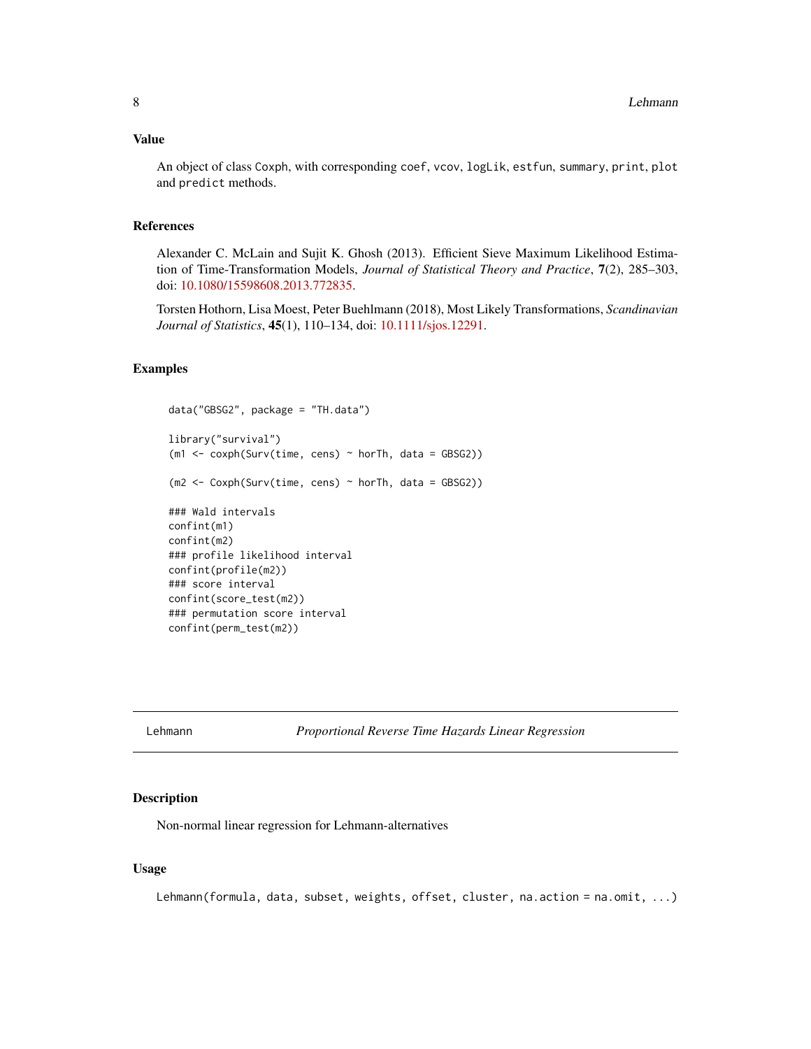## Value

An object of class `Coxph`, with corresponding `coef`, `vcov`, `logLik`, `estfun`, `summary`, `print`, `plot` and `predict` methods.

## References

Alexander C. McLain and Sujit K. Ghosh (2013). Efficient Sieve Maximum Likelihood Estimation of Time-Transformation Models, *Journal of Statistical Theory and Practice*, **7**(2), 285–303, doi: 10.1080/15598608.2013.772835.

Torsten Hothorn, Lisa Moest, Peter Buehlmann (2018), Most Likely Transformations, *Scandinavian Journal of Statistics*, **45**(1), 110–134, doi: 10.1111/sjos.12291.

## Examples

```
data("GBSG2", package = "TH.data")

library("survival")
(m1 <- coxph(Surv(time, cens) ~ horTh, data = GBSG2))

(m2 <- Coxph(Surv(time, cens) ~ horTh, data = GBSG2))

### Wald intervals
confint(m1)
confint(m2)
### profile likelihood interval
confint(profile(m2))
### score interval
confint(score_test(m2))
### permutation score interval
confint(perm_test(m2))
```

---

# Lehmann — *Proportional Reverse Time Hazards Linear Regression*

## Description

Non-normal linear regression for Lehmann-alternatives

## Usage

```
Lehmann(formula, data, subset, weights, offset, cluster, na.action = na.omit, ...)
```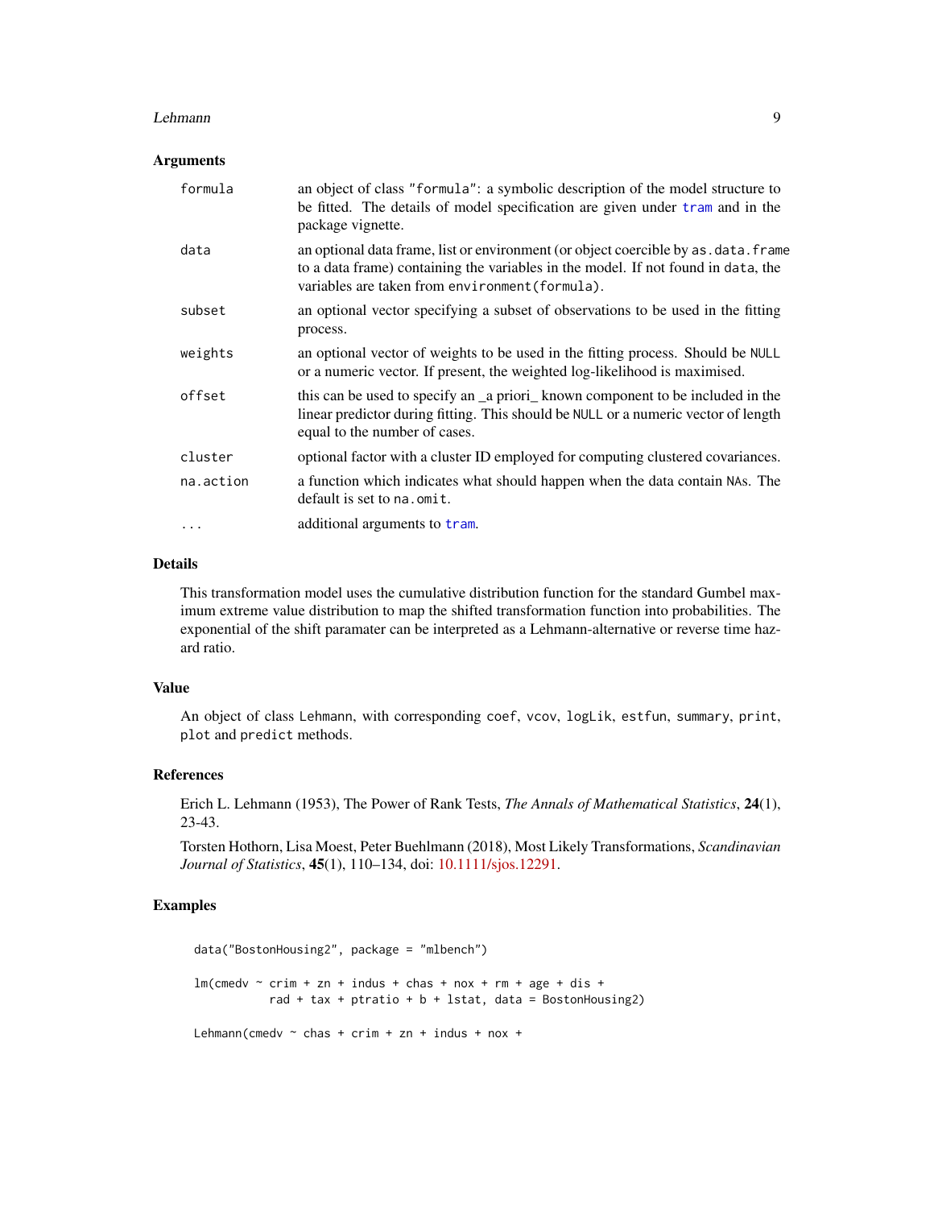### Arguments

| | |
|---|---|
| formula | an object of class "formula": a symbolic description of the model structure to be fitted. The details of model specification are given under tram and in the package vignette. |
| data | an optional data frame, list or environment (or object coercible by as.data.frame to a data frame) containing the variables in the model. If not found in data, the variables are taken from environment(formula). |
| subset | an optional vector specifying a subset of observations to be used in the fitting process. |
| weights | an optional vector of weights to be used in the fitting process. Should be NULL or a numeric vector. If present, the weighted log-likelihood is maximised. |
| offset | this can be used to specify an _a priori_ known component to be included in the linear predictor during fitting. This should be NULL or a numeric vector of length equal to the number of cases. |
| cluster | optional factor with a cluster ID employed for computing clustered covariances. |
| na.action | a function which indicates what should happen when the data contain NAs. The default is set to na.omit. |
| ... | additional arguments to tram. |

### Details

This transformation model uses the cumulative distribution function for the standard Gumbel maximum extreme value distribution to map the shifted transformation function into probabilities. The exponential of the shift paramater can be interpreted as a Lehmann-alternative or reverse time hazard ratio.

### Value

An object of class Lehmann, with corresponding coef, vcov, logLik, estfun, summary, print, plot and predict methods.

### References

Erich L. Lehmann (1953), The Power of Rank Tests, *The Annals of Mathematical Statistics*, **24**(1), 23-43.

Torsten Hothorn, Lisa Moest, Peter Buehlmann (2018), Most Likely Transformations, *Scandinavian Journal of Statistics*, **45**(1), 110–134, doi: 10.1111/sjos.12291.

### Examples

```
data("BostonHousing2", package = "mlbench")

lm(cmedv ~ crim + zn + indus + chas + nox + rm + age + dis +
           rad + tax + ptratio + b + lstat, data = BostonHousing2)

Lehmann(cmedv ~ chas + crim + zn + indus + nox +
```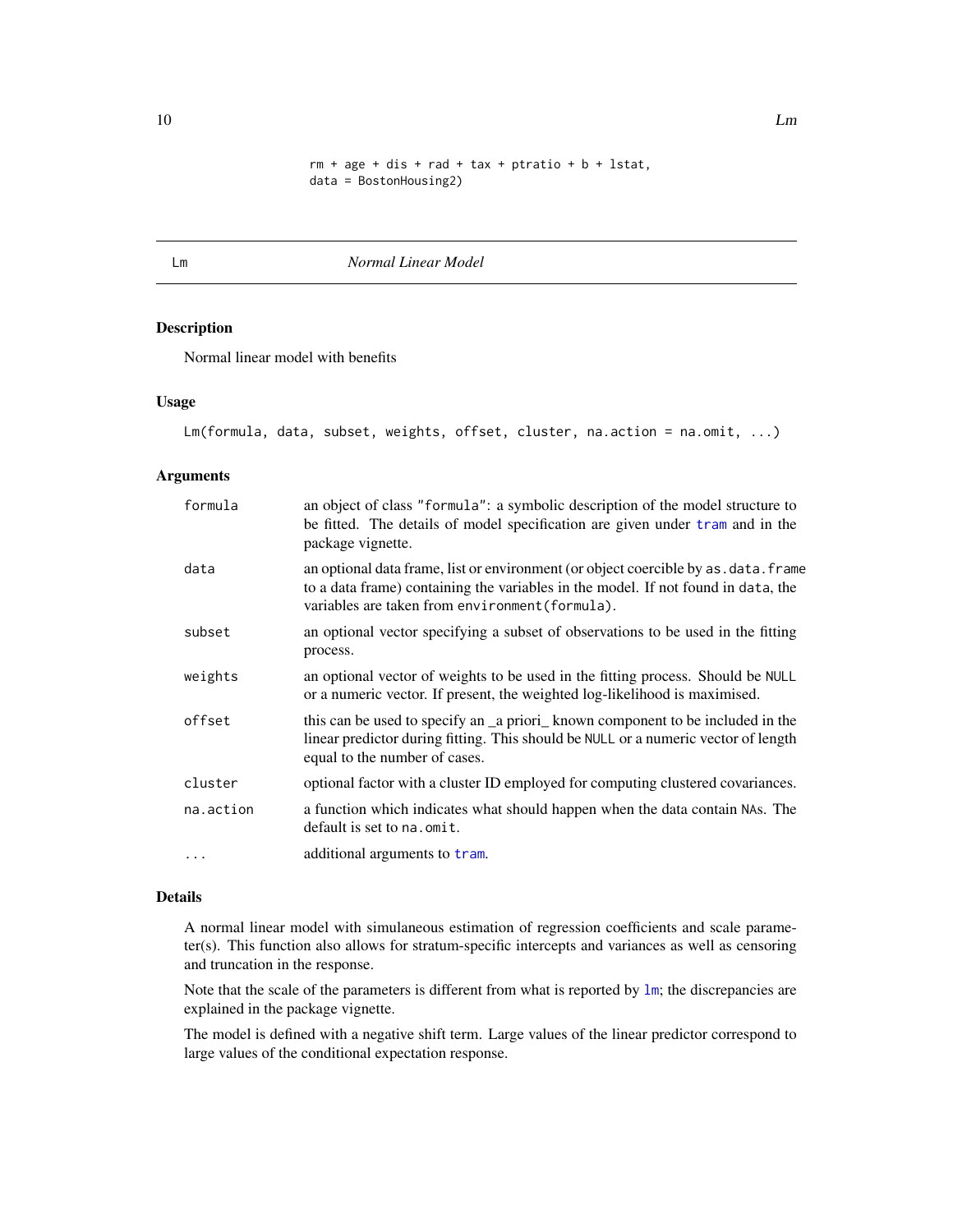```
rm + age + dis + rad + tax + ptratio + b + lstat,
data = BostonHousing2)
```

## Lm — *Normal Linear Model*

### Description

Normal linear model with benefits

### Usage

```
Lm(formula, data, subset, weights, offset, cluster, na.action = na.omit, ...)
```

### Arguments

| | |
|---|---|
| `formula` | an object of class `"formula"`: a symbolic description of the model structure to be fitted. The details of model specification are given under `tram` and in the package vignette. |
| `data` | an optional data frame, list or environment (or object coercible by `as.data.frame` to a data frame) containing the variables in the model. If not found in `data`, the variables are taken from `environment(formula)`. |
| `subset` | an optional vector specifying a subset of observations to be used in the fitting process. |
| `weights` | an optional vector of weights to be used in the fitting process. Should be `NULL` or a numeric vector. If present, the weighted log-likelihood is maximised. |
| `offset` | this can be used to specify an _a priori_ known component to be included in the linear predictor during fitting. This should be `NULL` or a numeric vector of length equal to the number of cases. |
| `cluster` | optional factor with a cluster ID employed for computing clustered covariances. |
| `na.action` | a function which indicates what should happen when the data contain `NA`s. The default is set to `na.omit`. |
| `...` | additional arguments to `tram`. |

### Details

A normal linear model with simulaneous estimation of regression coefficients and scale parameter(s). This function also allows for stratum-specific intercepts and variances as well as censoring and truncation in the response.

Note that the scale of the parameters is different from what is reported by `lm`; the discrepancies are explained in the package vignette.

The model is defined with a negative shift term. Large values of the linear predictor correspond to large values of the conditional expectation response.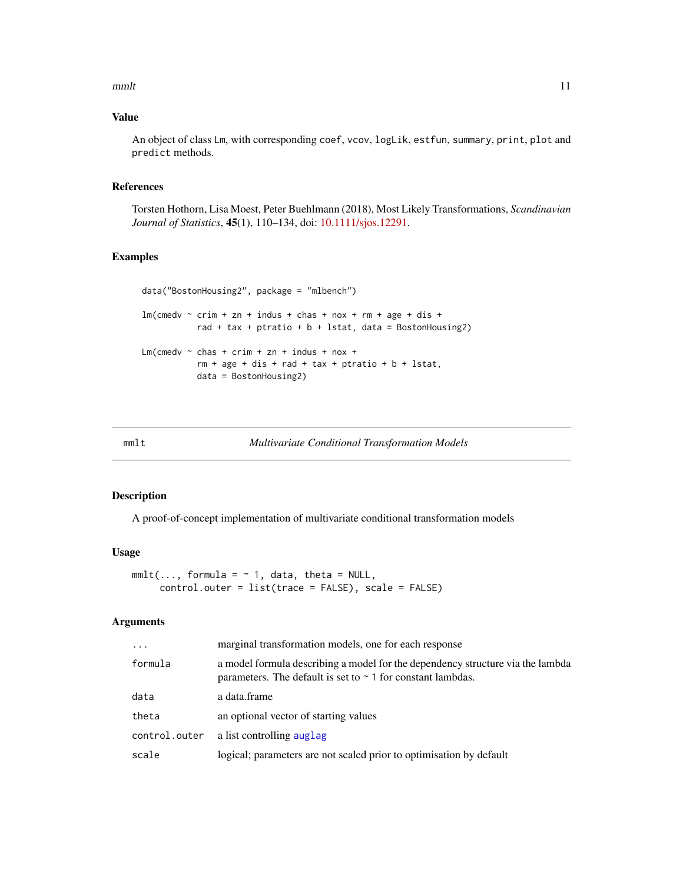## Value

An object of class `Lm`, with corresponding `coef`, `vcov`, `logLik`, `estfun`, `summary`, `print`, `plot` and `predict` methods.

## References

Torsten Hothorn, Lisa Moest, Peter Buehlmann (2018), Most Likely Transformations, *Scandinavian Journal of Statistics*, **45**(1), 110–134, doi: 10.1111/sjos.12291.

## Examples

```
data("BostonHousing2", package = "mlbench")

lm(cmedv ~ crim + zn + indus + chas + nox + rm + age + dis +
           rad + tax + ptratio + b + lstat, data = BostonHousing2)

Lm(cmedv ~ chas + crim + zn + indus + nox +
           rm + age + dis + rad + tax + ptratio + b + lstat,
           data = BostonHousing2)
```

---

# mmlt — *Multivariate Conditional Transformation Models*

## Description

A proof-of-concept implementation of multivariate conditional transformation models

## Usage

```
mmlt(..., formula = ~ 1, data, theta = NULL,
     control.outer = list(trace = FALSE), scale = FALSE)
```

## Arguments

| | |
|---|---|
| `...` | marginal transformation models, one for each response |
| `formula` | a model formula describing a model for the dependency structure via the lambda parameters. The default is set to `~ 1` for constant lambdas. |
| `data` | a data.frame |
| `theta` | an optional vector of starting values |
| `control.outer` | a list controlling `auglag` |
| `scale` | logical; parameters are not scaled prior to optimisation by default |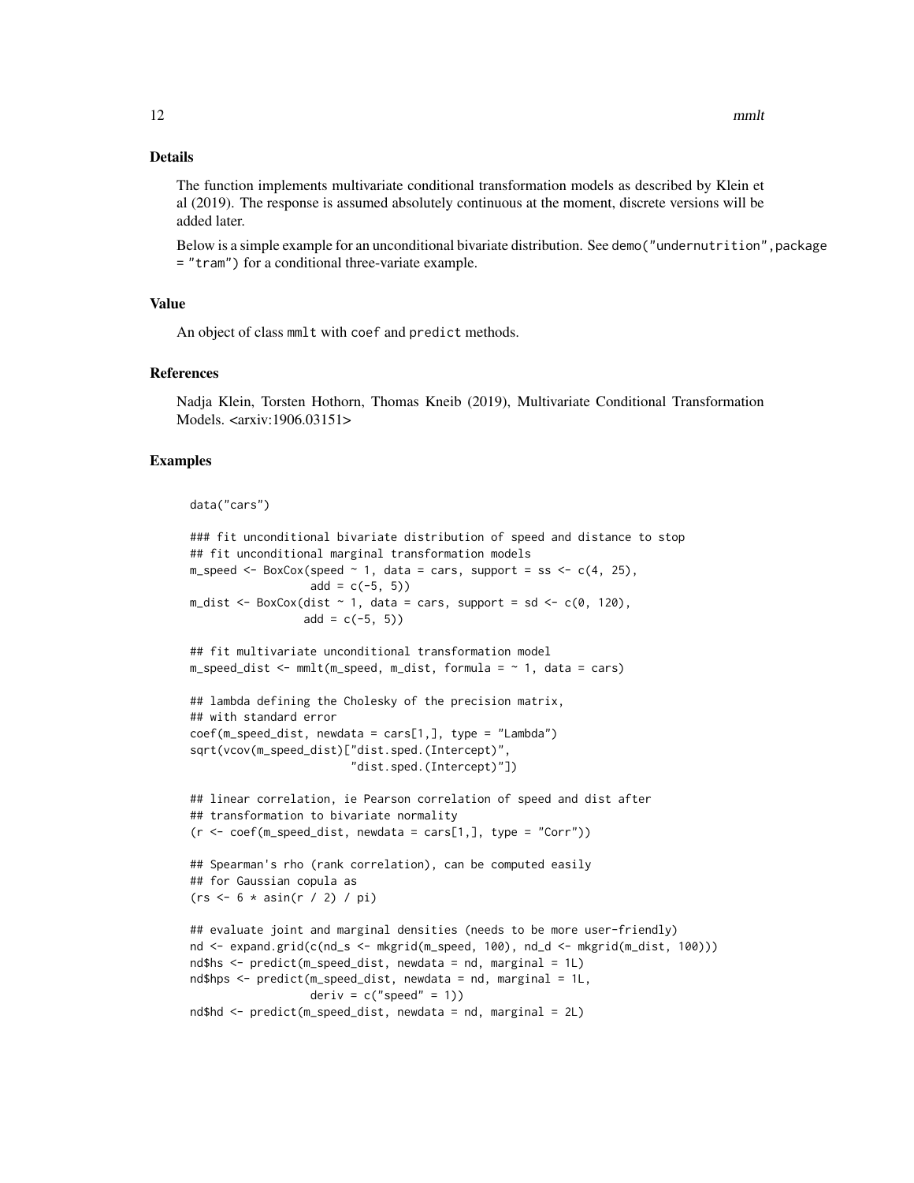## Details

The function implements multivariate conditional transformation models as described by Klein et al (2019). The response is assumed absolutely continuous at the moment, discrete versions will be added later.

Below is a simple example for an unconditional bivariate distribution. See `demo("undernutrition",package = "tram")` for a conditional three-variate example.

## Value

An object of class `mmlt` with `coef` and `predict` methods.

## References

Nadja Klein, Torsten Hothorn, Thomas Kneib (2019), Multivariate Conditional Transformation Models. <arxiv:1906.03151>

## Examples

```
data("cars")

### fit unconditional bivariate distribution of speed and distance to stop
## fit unconditional marginal transformation models
m_speed <- BoxCox(speed ~ 1, data = cars, support = ss <- c(4, 25),
                  add = c(-5, 5))
m_dist <- BoxCox(dist ~ 1, data = cars, support = sd <- c(0, 120),
                 add = c(-5, 5))

## fit multivariate unconditional transformation model
m_speed_dist <- mmlt(m_speed, m_dist, formula = ~ 1, data = cars)

## lambda defining the Cholesky of the precision matrix,
## with standard error
coef(m_speed_dist, newdata = cars[1,], type = "Lambda")
sqrt(vcov(m_speed_dist)["dist.sped.(Intercept)",
                        "dist.sped.(Intercept)"])

## linear correlation, ie Pearson correlation of speed and dist after
## transformation to bivariate normality
(r <- coef(m_speed_dist, newdata = cars[1,], type = "Corr"))

## Spearman's rho (rank correlation), can be computed easily
## for Gaussian copula as
(rs <- 6 * asin(r / 2) / pi)

## evaluate joint and marginal densities (needs to be more user-friendly)
nd <- expand.grid(c(nd_s <- mkgrid(m_speed, 100), nd_d <- mkgrid(m_dist, 100)))
nd$hs <- predict(m_speed_dist, newdata = nd, marginal = 1L)
nd$hps <- predict(m_speed_dist, newdata = nd, marginal = 1L,
                  deriv = c("speed" = 1))
nd$hd <- predict(m_speed_dist, newdata = nd, marginal = 2L)
```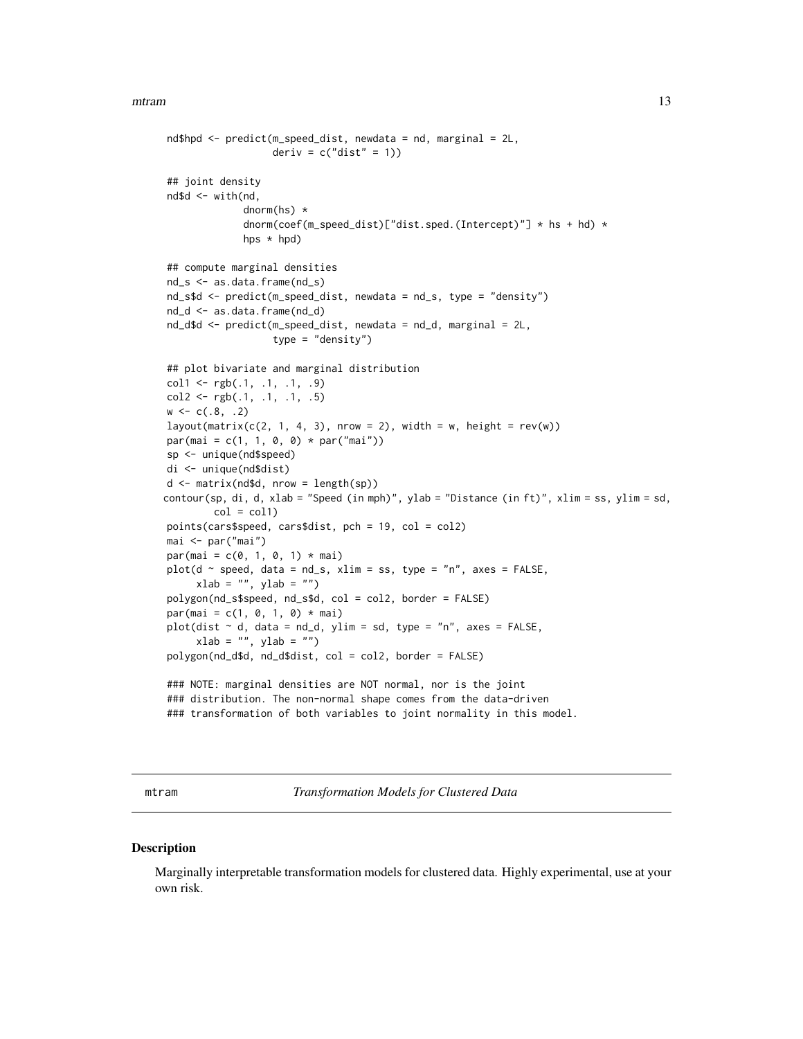```
nd$hpd <- predict(m_speed_dist, newdata = nd, marginal = 2L,
                  deriv = c("dist" = 1))

## joint density
nd$d <- with(nd,
             dnorm(hs) *
             dnorm(coef(m_speed_dist)["dist.sped.(Intercept)"] * hs + hd) *
             hps * hpd)

## compute marginal densities
nd_s <- as.data.frame(nd_s)
nd_s$d <- predict(m_speed_dist, newdata = nd_s, type = "density")
nd_d <- as.data.frame(nd_d)
nd_d$d <- predict(m_speed_dist, newdata = nd_d, marginal = 2L,
                  type = "density")

## plot bivariate and marginal distribution
col1 <- rgb(.1, .1, .1, .9)
col2 <- rgb(.1, .1, .1, .5)
w <- c(.8, .2)
layout(matrix(c(2, 1, 4, 3), nrow = 2), width = w, height = rev(w))
par(mai = c(1, 1, 0, 0) * par("mai"))
sp <- unique(nd$speed)
di <- unique(nd$dist)
d <- matrix(nd$d, nrow = length(sp))
contour(sp, di, d, xlab = "Speed (in mph)", ylab = "Distance (in ft)", xlim = ss, ylim = sd,
        col = col1)
points(cars$speed, cars$dist, pch = 19, col = col2)
mai <- par("mai")
par(mai = c(0, 1, 0, 1) * mai)
plot(d ~ speed, data = nd_s, xlim = ss, type = "n", axes = FALSE,
     xlab = "", ylab = "")
polygon(nd_s$speed, nd_s$d, col = col2, border = FALSE)
par(mai = c(1, 0, 1, 0) * mai)
plot(dist ~ d, data = nd_d, ylim = sd, type = "n", axes = FALSE,
     xlab = "", ylab = "")
polygon(nd_d$d, nd_d$dist, col = col2, border = FALSE)

### NOTE: marginal densities are NOT normal, nor is the joint
### distribution. The non-normal shape comes from the data-driven
### transformation of both variables to joint normality in this model.
```

---

`mtram` *Transformation Models for Clustered Data*

---

## Description

Marginally interpretable transformation models for clustered data. Highly experimental, use at your own risk.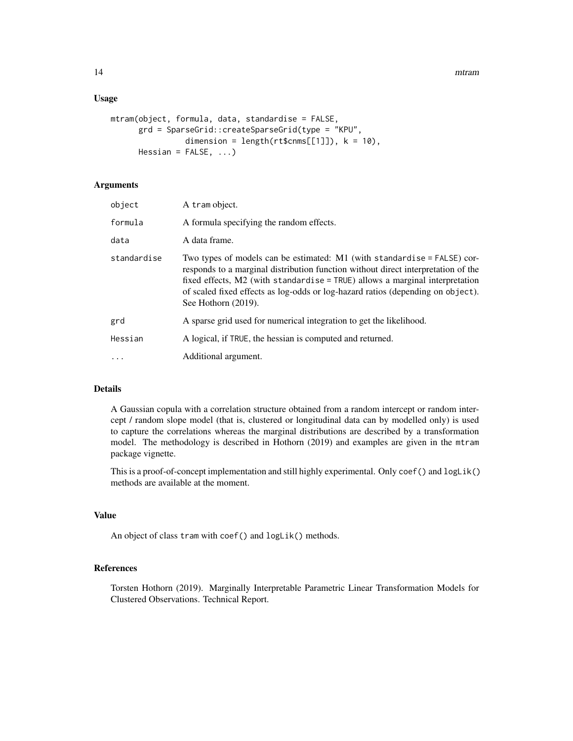## Usage

```
mtram(object, formula, data, standardise = FALSE,
      grd = SparseGrid::createSparseGrid(type = "KPU",
                dimension = length(rt$cnms[[1]]), k = 10),
      Hessian = FALSE, ...)
```

## Arguments

| | |
|---|---|
| object | A tram object. |
| formula | A formula specifying the random effects. |
| data | A data frame. |
| standardise | Two types of models can be estimated: M1 (with standardise = FALSE) corresponds to a marginal distribution function without direct interpretation of the fixed effects, M2 (with standardise = TRUE) allows a marginal interpretation of scaled fixed effects as log-odds or log-hazard ratios (depending on object). See Hothorn (2019). |
| grd | A sparse grid used for numerical integration to get the likelihood. |
| Hessian | A logical, if TRUE, the hessian is computed and returned. |
| ... | Additional argument. |

## Details

A Gaussian copula with a correlation structure obtained from a random intercept or random intercept / random slope model (that is, clustered or longitudinal data can by modelled only) is used to capture the correlations whereas the marginal distributions are described by a transformation model. The methodology is described in Hothorn (2019) and examples are given in the mtram package vignette.

This is a proof-of-concept implementation and still highly experimental. Only coef() and logLik() methods are available at the moment.

## Value

An object of class tram with coef() and logLik() methods.

## References

Torsten Hothorn (2019). Marginally Interpretable Parametric Linear Transformation Models for Clustered Observations. Technical Report.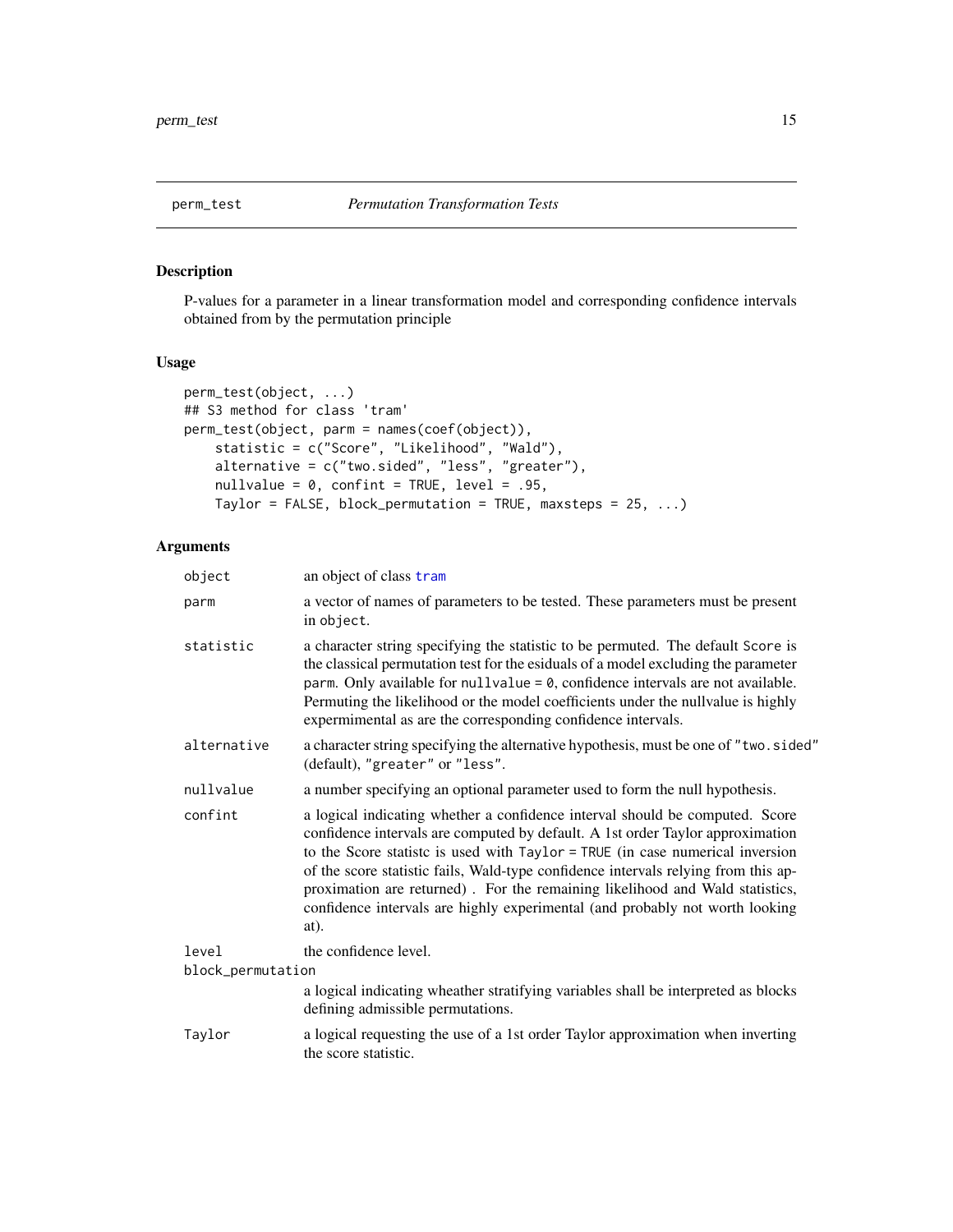## perm_test *Permutation Transformation Tests*

### Description

P-values for a parameter in a linear transformation model and corresponding confidence intervals obtained from by the permutation principle

### Usage

```
perm_test(object, ...)
## S3 method for class 'tram'
perm_test(object, parm = names(coef(object)),
    statistic = c("Score", "Likelihood", "Wald"),
    alternative = c("two.sided", "less", "greater"),
    nullvalue = 0, confint = TRUE, level = .95,
    Taylor = FALSE, block_permutation = TRUE, maxsteps = 25, ...)
```

### Arguments

| | |
|---|---|
| `object` | an object of class `tram` |
| `parm` | a vector of names of parameters to be tested. These parameters must be present in `object`. |
| `statistic` | a character string specifying the statistic to be permuted. The default `Score` is the classical permutation test for the esiduals of a model excluding the parameter `parm`. Only available for `nullvalue = 0`, confidence intervals are not available. Permuting the likelihood or the model coefficients under the nullvalue is highly expermimental as are the corresponding confidence intervals. |
| `alternative` | a character string specifying the alternative hypothesis, must be one of `"two.sided"` (default), `"greater"` or `"less"`. |
| `nullvalue` | a number specifying an optional parameter used to form the null hypothesis. |
| `confint` | a logical indicating whether a confidence interval should be computed. Score confidence intervals are computed by default. A 1st order Taylor approximation to the Score statistc is used with `Taylor = TRUE` (in case numerical inversion of the score statistic fails, Wald-type confidence intervals relying from this approximation are returned) . For the remaining likelihood and Wald statistics, confidence intervals are highly experimental (and probably not worth looking at). |
| `level` | the confidence level. |
| `block_permutation` | a logical indicating wheather stratifying variables shall be interpreted as blocks defining admissible permutations. |
| `Taylor` | a logical requesting the use of a 1st order Taylor approximation when inverting the score statistic. |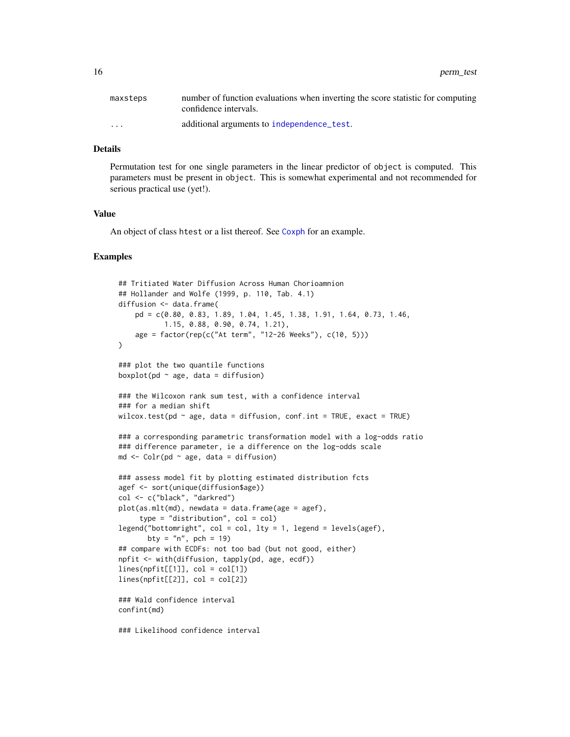| | |
|---|---|
| maxsteps | number of function evaluations when inverting the score statistic for computing confidence intervals. |
| ... | additional arguments to independence_test. |

## Details

Permutation test for one single parameters in the linear predictor of object is computed. This parameters must be present in object. This is somewhat experimental and not recommended for serious practical use (yet!).

## Value

An object of class htest or a list thereof. See Coxph for an example.

## Examples

```
## Tritiated Water Diffusion Across Human Chorioamnion
## Hollander and Wolfe (1999, p. 110, Tab. 4.1)
diffusion <- data.frame(
    pd = c(0.80, 0.83, 1.89, 1.04, 1.45, 1.38, 1.91, 1.64, 0.73, 1.46,
           1.15, 0.88, 0.90, 0.74, 1.21),
    age = factor(rep(c("At term", "12-26 Weeks"), c(10, 5)))
)

### plot the two quantile functions
boxplot(pd ~ age, data = diffusion)

### the Wilcoxon rank sum test, with a confidence interval
### for a median shift
wilcox.test(pd ~ age, data = diffusion, conf.int = TRUE, exact = TRUE)

### a corresponding parametric transformation model with a log-odds ratio
### difference parameter, ie a difference on the log-odds scale
md <- Colr(pd ~ age, data = diffusion)

### assess model fit by plotting estimated distribution fcts
agef <- sort(unique(diffusion$age))
col <- c("black", "darkred")
plot(as.mlt(md), newdata = data.frame(age = agef),
     type = "distribution", col = col)
legend("bottomright", col = col, lty = 1, legend = levels(agef),
       bty = "n", pch = 19)
## compare with ECDFs: not too bad (but not good, either)
npfit <- with(diffusion, tapply(pd, age, ecdf))
lines(npfit[[1]], col = col[1])
lines(npfit[[2]], col = col[2])

### Wald confidence interval
confint(md)

### Likelihood confidence interval
```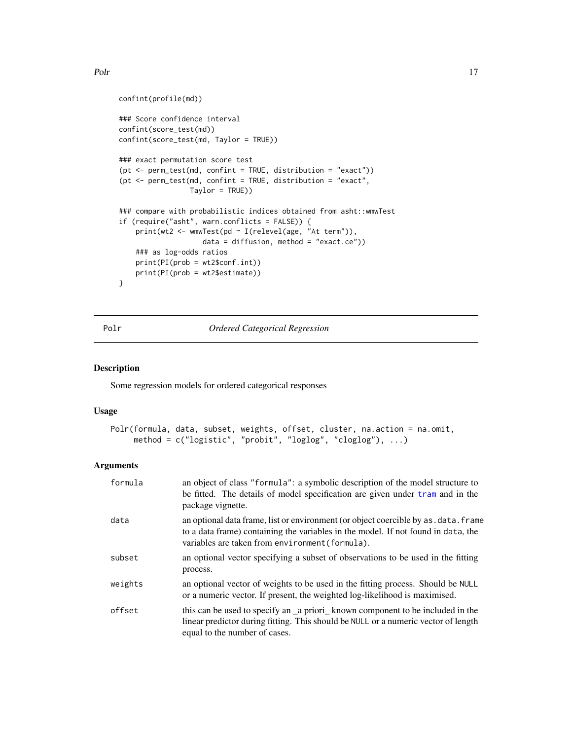```
confint(profile(md))

### Score confidence interval
confint(score_test(md))
confint(score_test(md, Taylor = TRUE))

### exact permutation score test
(pt <- perm_test(md, confint = TRUE, distribution = "exact"))
(pt <- perm_test(md, confint = TRUE, distribution = "exact",
                 Taylor = TRUE))

### compare with probabilistic indices obtained from asht::wmwTest
if (require("asht", warn.conflicts = FALSE)) {
    print(wt2 <- wmwTest(pd ~ I(relevel(age, "At term")),
                 data = diffusion, method = "exact.ce"))
    ### as log-odds ratios
    print(PI(prob = wt2$conf.int))
    print(PI(prob = wt2$estimate))
}
```

---

## Polr — *Ordered Categorical Regression*

### Description

Some regression models for ordered categorical responses

### Usage

```
Polr(formula, data, subset, weights, offset, cluster, na.action = na.omit,
     method = c("logistic", "probit", "loglog", "cloglog"), ...)
```

### Arguments

| | |
|---|---|
| formula | an object of class "formula": a symbolic description of the model structure to be fitted. The details of model specification are given under tram and in the package vignette. |
| data | an optional data frame, list or environment (or object coercible by as.data.frame to a data frame) containing the variables in the model. If not found in data, the variables are taken from environment(formula). |
| subset | an optional vector specifying a subset of observations to be used in the fitting process. |
| weights | an optional vector of weights to be used in the fitting process. Should be NULL or a numeric vector. If present, the weighted log-likelihood is maximised. |
| offset | this can be used to specify an _a priori_ known component to be included in the linear predictor during fitting. This should be NULL or a numeric vector of length equal to the number of cases. |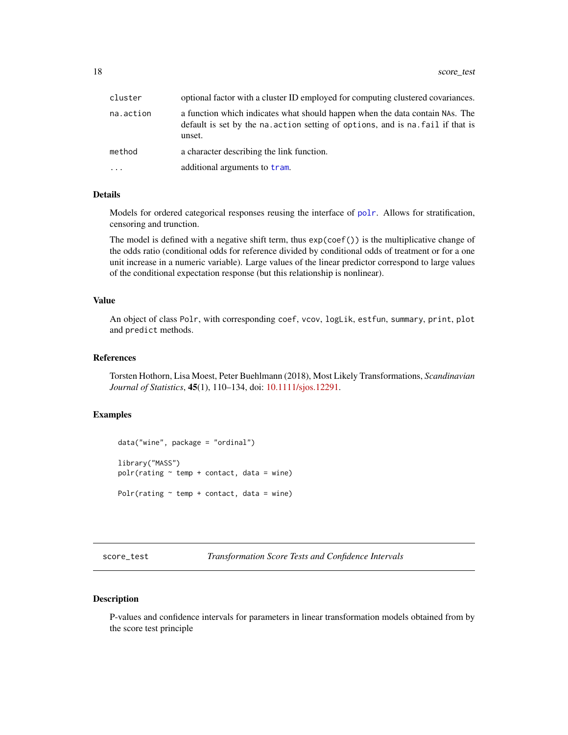| | |
|---|---|
| `cluster` | optional factor with a cluster ID employed for computing clustered covariances. |
| `na.action` | a function which indicates what should happen when the data contain NAs. The default is set by the `na.action` setting of `options`, and is `na.fail` if that is unset. |
| `method` | a character describing the link function. |
| `...` | additional arguments to `tram`. |

### Details

Models for ordered categorical responses reusing the interface of `polr`. Allows for stratification, censoring and trunction.

The model is defined with a negative shift term, thus `exp(coef())` is the multiplicative change of the odds ratio (conditional odds for reference divided by conditional odds of treatment or for a one unit increase in a numeric variable). Large values of the linear predictor correspond to large values of the conditional expectation response (but this relationship is nonlinear).

### Value

An object of class `Polr`, with corresponding `coef`, `vcov`, `logLik`, `estfun`, `summary`, `print`, `plot` and `predict` methods.

### References

Torsten Hothorn, Lisa Moest, Peter Buehlmann (2018), Most Likely Transformations, *Scandinavian Journal of Statistics*, **45**(1), 110–134, doi: 10.1111/sjos.12291.

### Examples

```
data("wine", package = "ordinal")

library("MASS")
polr(rating ~ temp + contact, data = wine)

Polr(rating ~ temp + contact, data = wine)
```

---

## score_test — *Transformation Score Tests and Confidence Intervals*

---

### Description

P-values and confidence intervals for parameters in linear transformation models obtained from by the score test principle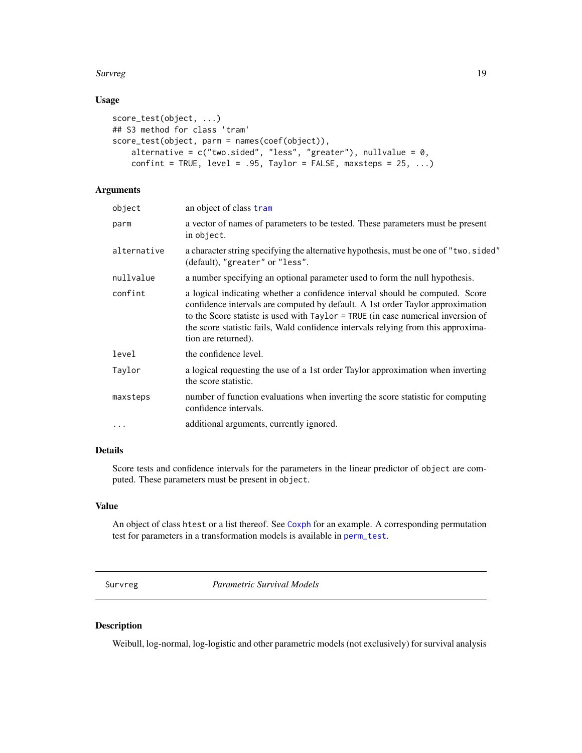### Usage

```
score_test(object, ...)
## S3 method for class 'tram'
score_test(object, parm = names(coef(object)),
    alternative = c("two.sided", "less", "greater"), nullvalue = 0,
    confint = TRUE, level = .95, Taylor = FALSE, maxsteps = 25, ...)
```

### Arguments

| | |
|---|---|
| `object` | an object of class `tram` |
| `parm` | a vector of names of parameters to be tested. These parameters must be present in `object`. |
| `alternative` | a character string specifying the alternative hypothesis, must be one of `"two.sided"` (default), `"greater"` or `"less"`. |
| `nullvalue` | a number specifying an optional parameter used to form the null hypothesis. |
| `confint` | a logical indicating whether a confidence interval should be computed. Score confidence intervals are computed by default. A 1st order Taylor approximation to the Score statistc is used with `Taylor = TRUE` (in case numerical inversion of the score statistic fails, Wald confidence intervals relying from this approximation are returned). |
| `level` | the confidence level. |
| `Taylor` | a logical requesting the use of a 1st order Taylor approximation when inverting the score statistic. |
| `maxsteps` | number of function evaluations when inverting the score statistic for computing confidence intervals. |
| `...` | additional arguments, currently ignored. |

### Details

Score tests and confidence intervals for the parameters in the linear predictor of `object` are computed. These parameters must be present in `object`.

### Value

An object of class `htest` or a list thereof. See `Coxph` for an example. A corresponding permutation test for parameters in a transformation models is available in `perm_test`.

---

## Survreg — *Parametric Survival Models*

### Description

Weibull, log-normal, log-logistic and other parametric models (not exclusively) for survival analysis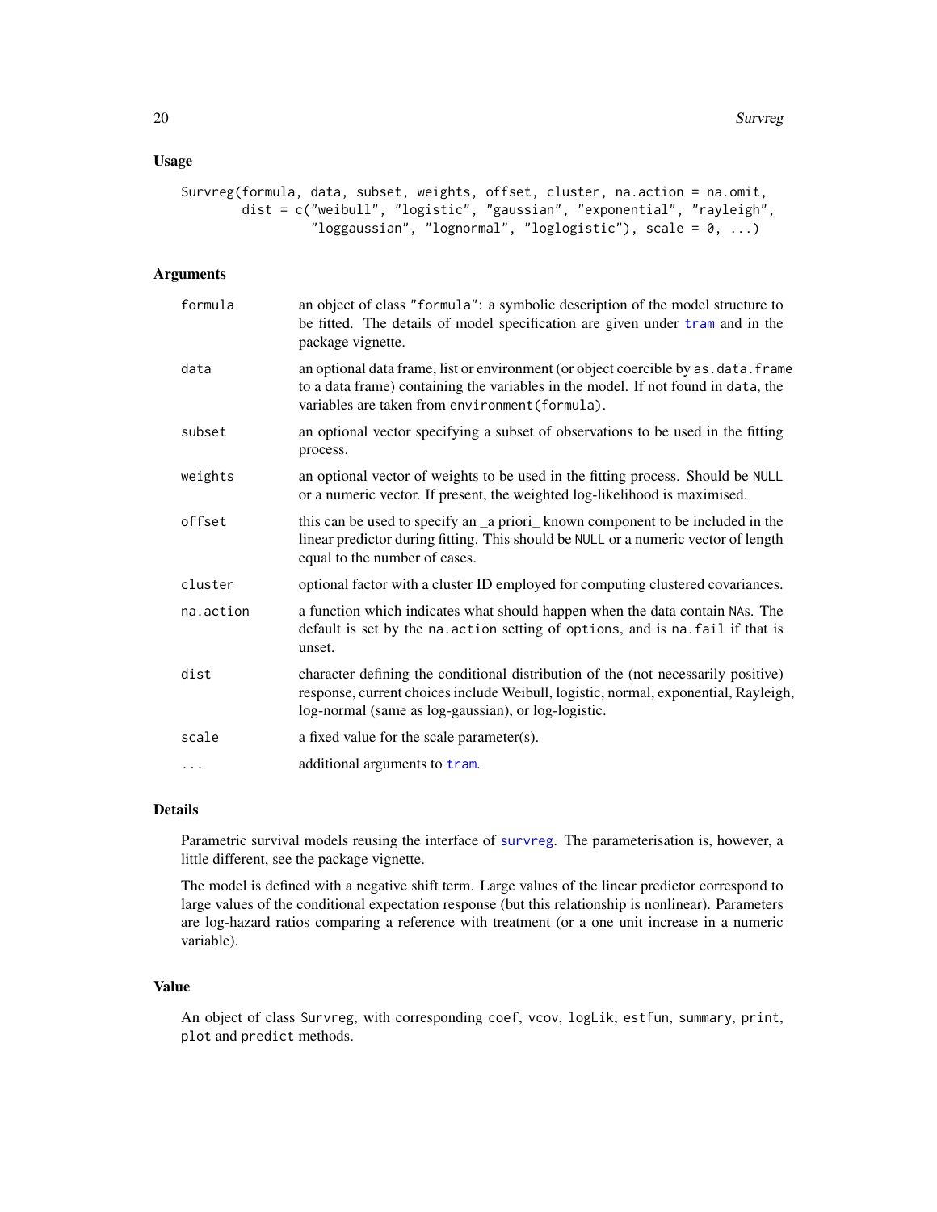### Usage

```
Survreg(formula, data, subset, weights, offset, cluster, na.action = na.omit,
        dist = c("weibull", "logistic", "gaussian", "exponential", "rayleigh",
                 "loggaussian", "lognormal", "loglogistic"), scale = 0, ...)
```

### Arguments

| Argument | Description |
|---|---|
| `formula` | an object of class `"formula"`: a symbolic description of the model structure to be fitted. The details of model specification are given under `tram` and in the package vignette. |
| `data` | an optional data frame, list or environment (or object coercible by `as.data.frame` to a data frame) containing the variables in the model. If not found in `data`, the variables are taken from `environment(formula)`. |
| `subset` | an optional vector specifying a subset of observations to be used in the fitting process. |
| `weights` | an optional vector of weights to be used in the fitting process. Should be `NULL` or a numeric vector. If present, the weighted log-likelihood is maximised. |
| `offset` | this can be used to specify an _a priori_ known component to be included in the linear predictor during fitting. This should be `NULL` or a numeric vector of length equal to the number of cases. |
| `cluster` | optional factor with a cluster ID employed for computing clustered covariances. |
| `na.action` | a function which indicates what should happen when the data contain `NA`s. The default is set by the `na.action` setting of `options`, and is `na.fail` if that is unset. |
| `dist` | character defining the conditional distribution of the (not necessarily positive) response, current choices include Weibull, logistic, normal, exponential, Rayleigh, log-normal (same as log-gaussian), or log-logistic. |
| `scale` | a fixed value for the scale parameter(s). |
| `...` | additional arguments to `tram`. |

### Details

Parametric survival models reusing the interface of `survreg`. The parameterisation is, however, a little different, see the package vignette.

The model is defined with a negative shift term. Large values of the linear predictor correspond to large values of the conditional expectation response (but this relationship is nonlinear). Parameters are log-hazard ratios comparing a reference with treatment (or a one unit increase in a numeric variable).

### Value

An object of class `Survreg`, with corresponding `coef`, `vcov`, `logLik`, `estfun`, `summary`, `print`, `plot` and `predict` methods.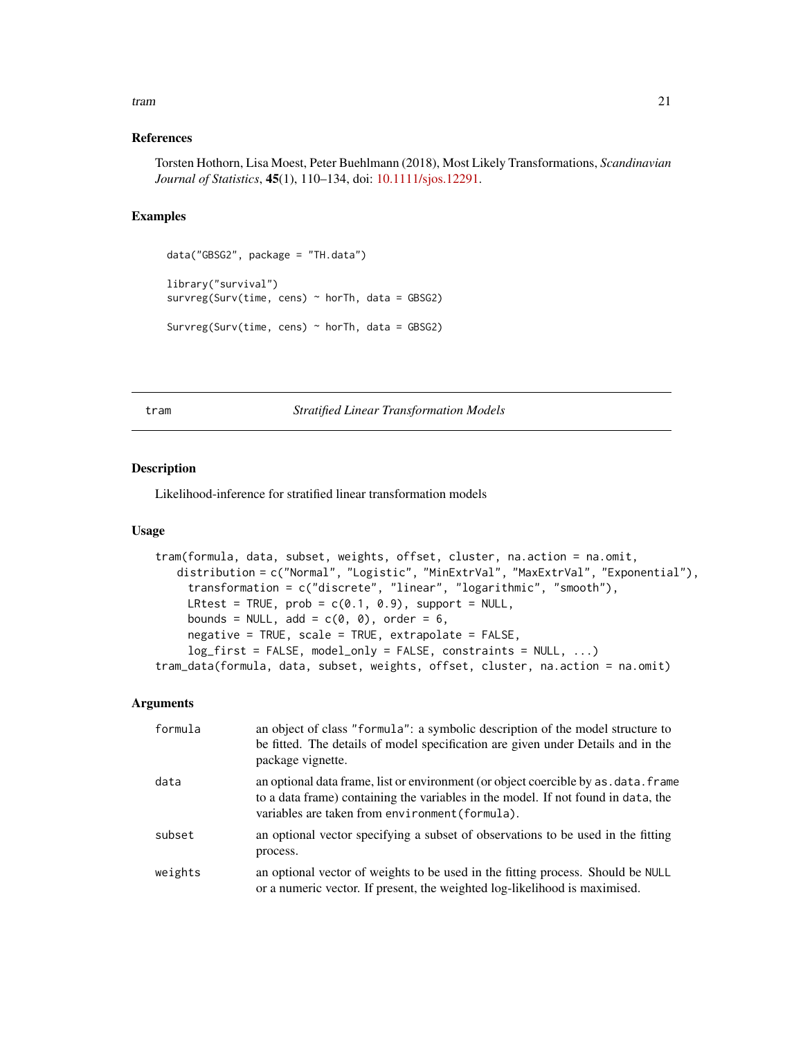### References

Torsten Hothorn, Lisa Moest, Peter Buehlmann (2018), Most Likely Transformations, *Scandinavian Journal of Statistics*, **45**(1), 110–134, doi: 10.1111/sjos.12291.

### Examples

```
data("GBSG2", package = "TH.data")

library("survival")
survreg(Surv(time, cens) ~ horTh, data = GBSG2)

Survreg(Surv(time, cens) ~ horTh, data = GBSG2)
```

---

## tram — *Stratified Linear Transformation Models*

---

### Description

Likelihood-inference for stratified linear transformation models

### Usage

```
tram(formula, data, subset, weights, offset, cluster, na.action = na.omit,
    distribution = c("Normal", "Logistic", "MinExtrVal", "MaxExtrVal", "Exponential"),
      transformation = c("discrete", "linear", "logarithmic", "smooth"),
      LRtest = TRUE, prob = c(0.1, 0.9), support = NULL,
      bounds = NULL, add = c(0, 0), order = 6,
      negative = TRUE, scale = TRUE, extrapolate = FALSE,
      log_first = FALSE, model_only = FALSE, constraints = NULL, ...)
tram_data(formula, data, subset, weights, offset, cluster, na.action = na.omit)
```

### Arguments

| | |
|---|---|
| `formula` | an object of class `"formula"`: a symbolic description of the model structure to be fitted. The details of model specification are given under Details and in the package vignette. |
| `data` | an optional data frame, list or environment (or object coercible by `as.data.frame` to a data frame) containing the variables in the model. If not found in `data`, the variables are taken from `environment(formula)`. |
| `subset` | an optional vector specifying a subset of observations to be used in the fitting process. |
| `weights` | an optional vector of weights to be used in the fitting process. Should be `NULL` or a numeric vector. If present, the weighted log-likelihood is maximised. |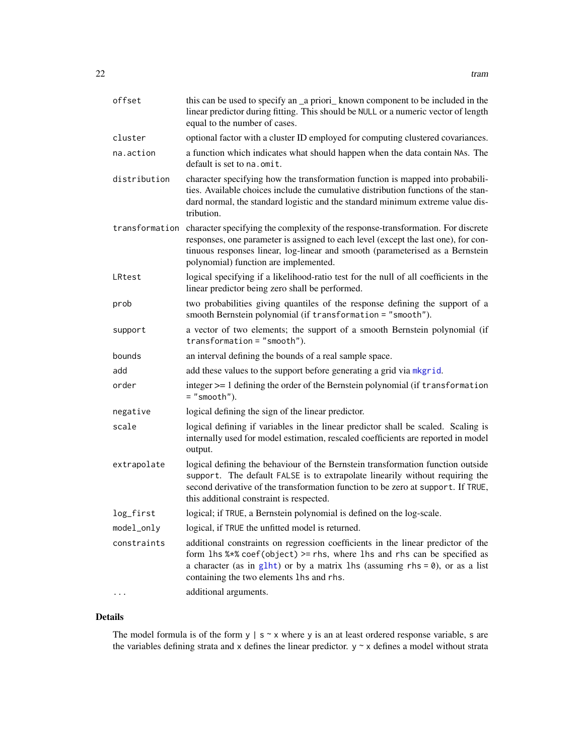| | |
|---|---|
| `offset` | this can be used to specify an _a priori_ known component to be included in the linear predictor during fitting. This should be `NULL` or a numeric vector of length equal to the number of cases. |
| `cluster` | optional factor with a cluster ID employed for computing clustered covariances. |
| `na.action` | a function which indicates what should happen when the data contain `NA`s. The default is set to `na.omit`. |
| `distribution` | character specifying how the transformation function is mapped into probabilities. Available choices include the cumulative distribution functions of the standard normal, the standard logistic and the standard minimum extreme value distribution. |
| `transformation` | character specifying the complexity of the response-transformation. For discrete responses, one parameter is assigned to each level (except the last one), for continuous responses linear, log-linear and smooth (parameterised as a Bernstein polynomial) function are implemented. |
| `LRtest` | logical specifying if a likelihood-ratio test for the null of all coefficients in the linear predictor being zero shall be performed. |
| `prob` | two probabilities giving quantiles of the response defining the support of a smooth Bernstein polynomial (if `transformation = "smooth"`). |
| `support` | a vector of two elements; the support of a smooth Bernstein polynomial (if `transformation = "smooth"`). |
| `bounds` | an interval defining the bounds of a real sample space. |
| `add` | add these values to the support before generating a grid via `mkgrid`. |
| `order` | integer >= 1 defining the order of the Bernstein polynomial (if `transformation = "smooth"`). |
| `negative` | logical defining the sign of the linear predictor. |
| `scale` | logical defining if variables in the linear predictor shall be scaled. Scaling is internally used for model estimation, rescaled coefficients are reported in model output. |
| `extrapolate` | logical defining the behaviour of the Bernstein transformation function outside `support`. The default `FALSE` is to extrapolate linearily without requiring the second derivative of the transformation function to be zero at `support`. If `TRUE`, this additional constraint is respected. |
| `log_first` | logical; if `TRUE`, a Bernstein polynomial is defined on the log-scale. |
| `model_only` | logical, if `TRUE` the unfitted model is returned. |
| `constraints` | additional constraints on regression coefficients in the linear predictor of the form `lhs %*% coef(object) >= rhs`, where `lhs` and `rhs` can be specified as a character (as in `glht`) or by a matrix `lhs` (assuming `rhs = 0`), or as a list containing the two elements `lhs` and `rhs`. |
| `...` | additional arguments. |

## Details

The model formula is of the form `y | s ~ x` where `y` is an at least ordered response variable, `s` are the variables defining strata and `x` defines the linear predictor. `y ~ x` defines a model without strata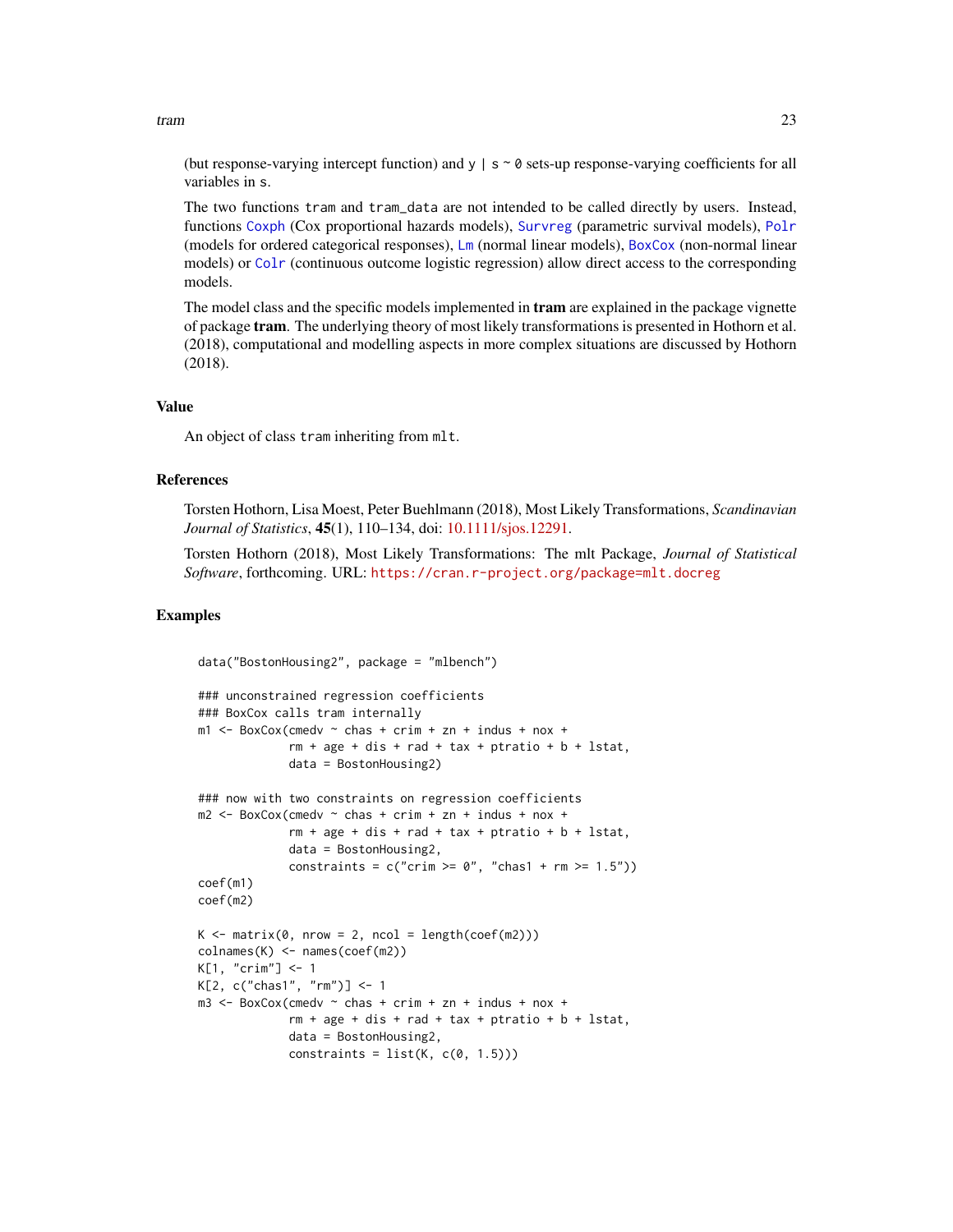(but response-varying intercept function) and `y | s ~ 0` sets-up response-varying coefficients for all variables in `s`.

The two functions `tram` and `tram_data` are not intended to be called directly by users. Instead, functions `Coxph` (Cox proportional hazards models), `Survreg` (parametric survival models), `Polr` (models for ordered categorical responses), `Lm` (normal linear models), `BoxCox` (non-normal linear models) or `Colr` (continuous outcome logistic regression) allow direct access to the corresponding models.

The model class and the specific models implemented in **tram** are explained in the package vignette of package **tram**. The underlying theory of most likely transformations is presented in Hothorn et al. (2018), computational and modelling aspects in more complex situations are discussed by Hothorn (2018).

## Value

An object of class `tram` inheriting from `mlt`.

## References

Torsten Hothorn, Lisa Moest, Peter Buehlmann (2018), Most Likely Transformations, *Scandinavian Journal of Statistics*, **45**(1), 110–134, doi: 10.1111/sjos.12291.

Torsten Hothorn (2018), Most Likely Transformations: The mlt Package, *Journal of Statistical Software*, forthcoming. URL: https://cran.r-project.org/package=mlt.docreg

## Examples

```
data("BostonHousing2", package = "mlbench")

### unconstrained regression coefficients
### BoxCox calls tram internally
m1 <- BoxCox(cmedv ~ chas + crim + zn + indus + nox +
             rm + age + dis + rad + tax + ptratio + b + lstat,
             data = BostonHousing2)

### now with two constraints on regression coefficients
m2 <- BoxCox(cmedv ~ chas + crim + zn + indus + nox +
             rm + age + dis + rad + tax + ptratio + b + lstat,
             data = BostonHousing2,
             constraints = c("crim >= 0", "chas1 + rm >= 1.5"))
coef(m1)
coef(m2)

K <- matrix(0, nrow = 2, ncol = length(coef(m2)))
colnames(K) <- names(coef(m2))
K[1, "crim"] <- 1
K[2, c("chas1", "rm")] <- 1
m3 <- BoxCox(cmedv ~ chas + crim + zn + indus + nox +
             rm + age + dis + rad + tax + ptratio + b + lstat,
             data = BostonHousing2,
             constraints = list(K, c(0, 1.5)))
```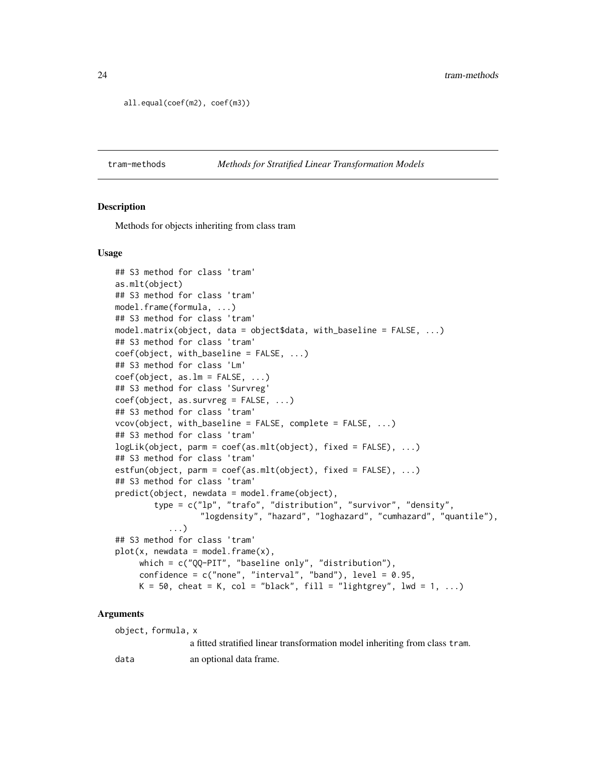```
all.equal(coef(m2), coef(m3))
```

## tram-methods *Methods for Stratified Linear Transformation Models*

### Description

Methods for objects inheriting from class tram

### Usage

```
## S3 method for class 'tram'
as.mlt(object)
## S3 method for class 'tram'
model.frame(formula, ...)
## S3 method for class 'tram'
model.matrix(object, data = object$data, with_baseline = FALSE, ...)
## S3 method for class 'tram'
coef(object, with_baseline = FALSE, ...)
## S3 method for class 'Lm'
coef(object, as.lm = FALSE, ...)
## S3 method for class 'Survreg'
coef(object, as.survreg = FALSE, ...)
## S3 method for class 'tram'
vcov(object, with_baseline = FALSE, complete = FALSE, ...)
## S3 method for class 'tram'
logLik(object, parm = coef(as.mlt(object), fixed = FALSE), ...)
## S3 method for class 'tram'
estfun(object, parm = coef(as.mlt(object), fixed = FALSE), ...)
## S3 method for class 'tram'
predict(object, newdata = model.frame(object),
        type = c("lp", "trafo", "distribution", "survivor", "density",
                 "logdensity", "hazard", "loghazard", "cumhazard", "quantile"),
          ...)
## S3 method for class 'tram'
plot(x, newdata = model.frame(x),
     which = c("QQ-PIT", "baseline only", "distribution"),
     confidence = c("none", "interval", "band"), level = 0.95,
     K = 50, cheat = K, col = "black", fill = "lightgrey", lwd = 1, ...)
```

### Arguments

| | |
|---|---|
| object, formula, x | a fitted stratified linear transformation model inheriting from class tram. |
| data | an optional data frame. |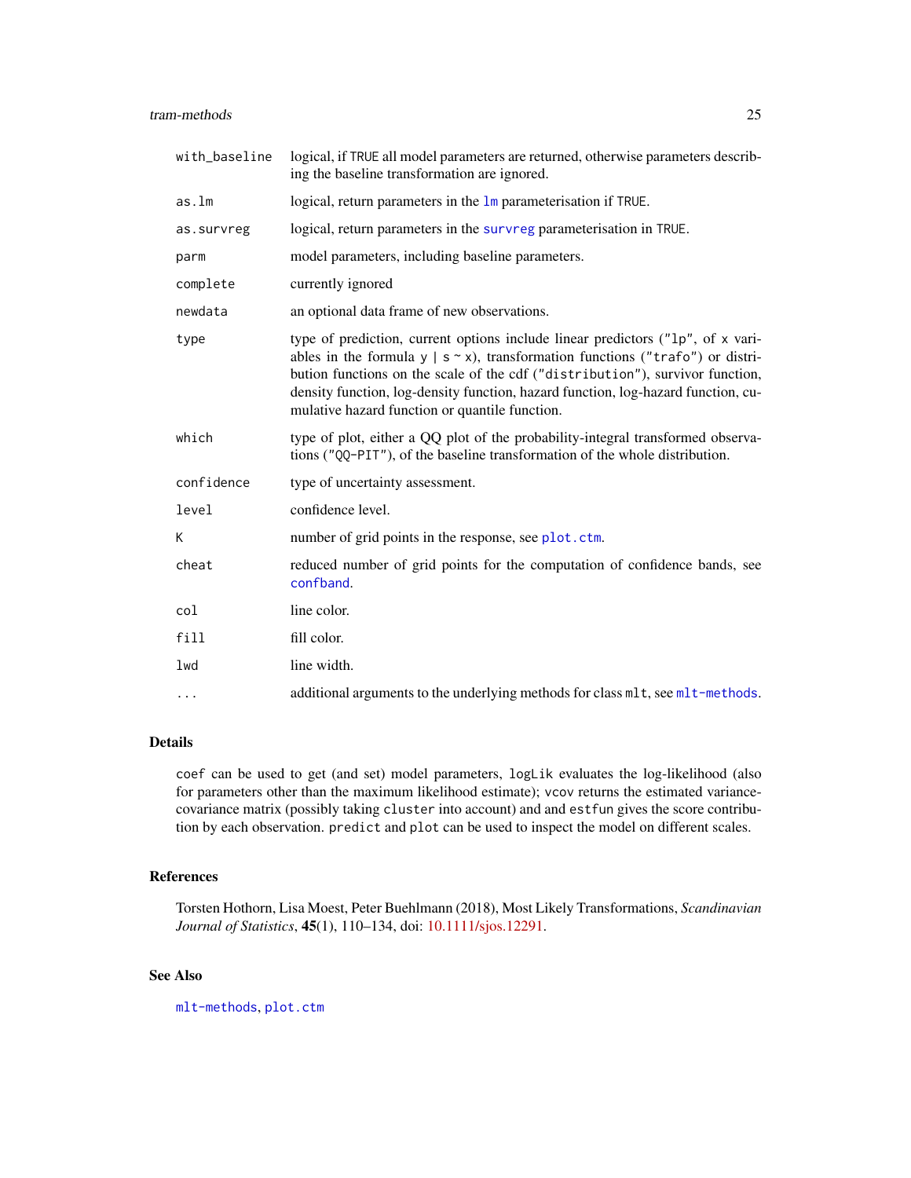| | |
|---|---|
| `with_baseline` | logical, if `TRUE` all model parameters are returned, otherwise parameters describing the baseline transformation are ignored. |
| `as.lm` | logical, return parameters in the `lm` parameterisation if `TRUE`. |
| `as.survreg` | logical, return parameters in the `survreg` parameterisation in `TRUE`. |
| `parm` | model parameters, including baseline parameters. |
| `complete` | currently ignored |
| `newdata` | an optional data frame of new observations. |
| `type` | type of prediction, current options include linear predictors (`"lp"`, of `x` variables in the formula `y | s ~ x`), transformation functions (`"trafo"`) or distribution functions on the scale of the cdf (`"distribution"`), survivor function, density function, log-density function, hazard function, log-hazard function, cumulative hazard function or quantile function. |
| `which` | type of plot, either a QQ plot of the probability-integral transformed observations (`"QQ-PIT"`), of the baseline transformation of the whole distribution. |
| `confidence` | type of uncertainty assessment. |
| `level` | confidence level. |
| `K` | number of grid points in the response, see `plot.ctm`. |
| `cheat` | reduced number of grid points for the computation of confidence bands, see `confband`. |
| `col` | line color. |
| `fill` | fill color. |
| `lwd` | line width. |
| `...` | additional arguments to the underlying methods for class `mlt`, see `mlt-methods`. |

## Details

`coef` can be used to get (and set) model parameters, `logLik` evaluates the log-likelihood (also for parameters other than the maximum likelihood estimate); `vcov` returns the estimated variance-covariance matrix (possibly taking `cluster` into account) and and `estfun` gives the score contribution by each observation. `predict` and `plot` can be used to inspect the model on different scales.

## References

Torsten Hothorn, Lisa Moest, Peter Buehlmann (2018), Most Likely Transformations, *Scandinavian Journal of Statistics*, **45**(1), 110–134, doi: 10.1111/sjos.12291.

## See Also

`mlt-methods`, `plot.ctm`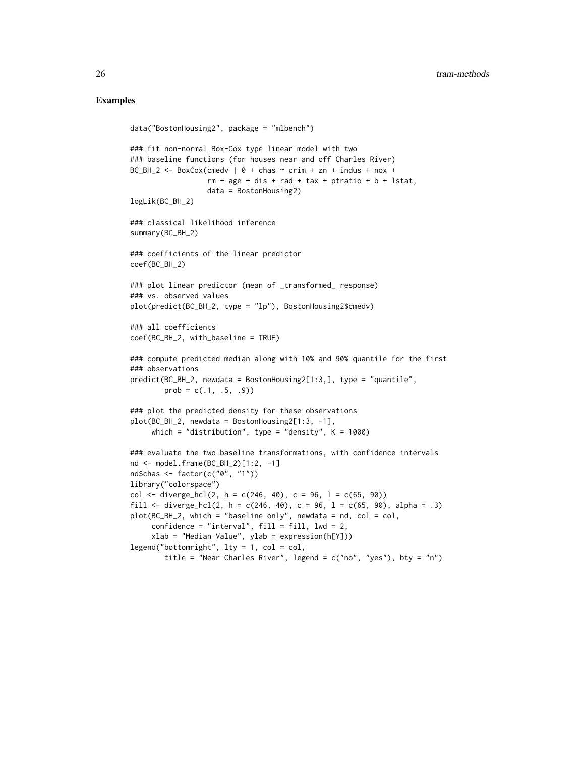## Examples

```
data("BostonHousing2", package = "mlbench")

### fit non-normal Box-Cox type linear model with two
### baseline functions (for houses near and off Charles River)
BC_BH_2 <- BoxCox(cmedv | 0 + chas ~ crim + zn + indus + nox +
                  rm + age + dis + rad + tax + ptratio + b + lstat,
                  data = BostonHousing2)
logLik(BC_BH_2)

### classical likelihood inference
summary(BC_BH_2)

### coefficients of the linear predictor
coef(BC_BH_2)

### plot linear predictor (mean of _transformed_ response)
### vs. observed values
plot(predict(BC_BH_2, type = "lp"), BostonHousing2$cmedv)

### all coefficients
coef(BC_BH_2, with_baseline = TRUE)

### compute predicted median along with 10% and 90% quantile for the first
### observations
predict(BC_BH_2, newdata = BostonHousing2[1:3,], type = "quantile",
        prob = c(.1, .5, .9))

### plot the predicted density for these observations
plot(BC_BH_2, newdata = BostonHousing2[1:3, -1],
     which = "distribution", type = "density", K = 1000)

### evaluate the two baseline transformations, with confidence intervals
nd <- model.frame(BC_BH_2)[1:2, -1]
nd$chas <- factor(c("0", "1"))
library("colorspace")
col <- diverge_hcl(2, h = c(246, 40), c = 96, l = c(65, 90))
fill <- diverge_hcl(2, h = c(246, 40), c = 96, l = c(65, 90), alpha = .3)
plot(BC_BH_2, which = "baseline only", newdata = nd, col = col,
     confidence = "interval", fill = fill, lwd = 2,
     xlab = "Median Value", ylab = expression(h[Y]))
legend("bottomright", lty = 1, col = col,
       title = "Near Charles River", legend = c("no", "yes"), bty = "n")
```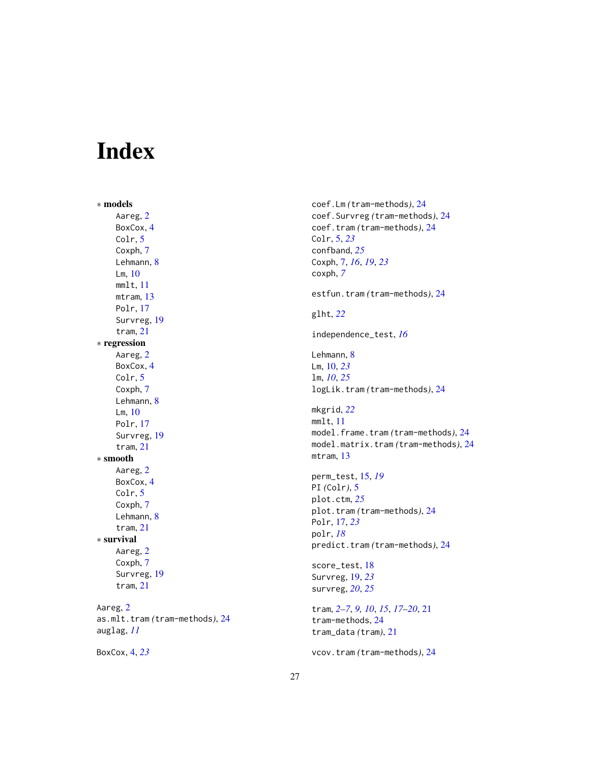# Index

∗ **models**
- Aareg, 2
- BoxCox, 4
- Colr, 5
- Coxph, 7
- Lehmann, 8
- Lm, 10
- mmlt, 11
- mtram, 13
- Polr, 17
- Survreg, 19
- tram, 21

∗ **regression**
- Aareg, 2
- BoxCox, 4
- Colr, 5
- Coxph, 7
- Lehmann, 8
- Lm, 10
- Polr, 17
- Survreg, 19
- tram, 21

∗ **smooth**
- Aareg, 2
- BoxCox, 4
- Colr, 5
- Coxph, 7
- Lehmann, 8
- tram, 21

∗ **survival**
- Aareg, 2
- Coxph, 7
- Survreg, 19
- tram, 21

Aareg, 2
as.mlt.tram *(tram-methods)*, 24
auglag, *11*

BoxCox, 4, *23*

coef.Lm *(tram-methods)*, 24
coef.Survreg *(tram-methods)*, 24
coef.tram *(tram-methods)*, 24
Colr, 5, *23*
confband, *25*
Coxph, 7, *16*, *19*, *23*
coxph, *7*

estfun.tram *(tram-methods)*, 24

glht, *22*

independence_test, *16*

Lehmann, 8
Lm, 10, *23*
lm, *10*, *25*
logLik.tram *(tram-methods)*, 24

mkgrid, *22*
mmlt, 11
model.frame.tram *(tram-methods)*, 24
model.matrix.tram *(tram-methods)*, 24
mtram, 13

perm_test, 15, *19*
PI *(Colr)*, 5
plot.ctm, *25*
plot.tram *(tram-methods)*, 24
Polr, 17, *23*
polr, *18*
predict.tram *(tram-methods)*, 24

score_test, 18
Survreg, 19, *23*
survreg, *20*, *25*

tram, *2–7*, *9*, *10*, *15*, *17–20*, 21
tram-methods, 24
tram_data *(tram)*, 21

vcov.tram *(tram-methods)*, 24